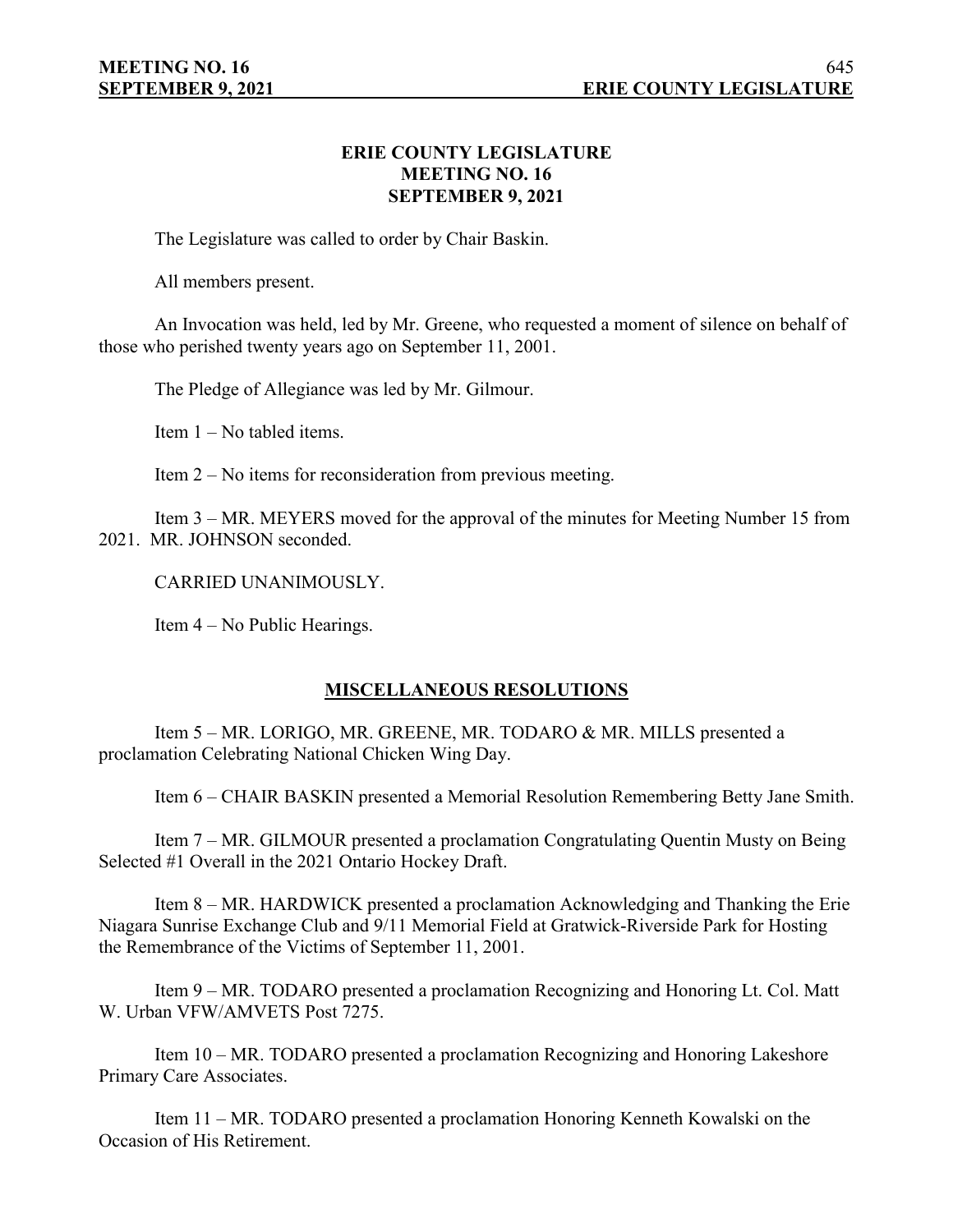# ERIE COUNTY LEGISLATURE
## MEETING NO. 16
## SEPTEMBER 9, 2021

The Legislature was called to order by Chair Baskin.

All members present.

An Invocation was held, led by Mr. Greene, who requested a moment of silence on behalf of those who perished twenty years ago on September 11, 2001.

The Pledge of Allegiance was led by Mr. Gilmour.

Item 1 – No tabled items.

Item 2 – No items for reconsideration from previous meeting.

Item 3 – MR. MEYERS moved for the approval of the minutes for Meeting Number 15 from 2021. MR. JOHNSON seconded.

CARRIED UNANIMOUSLY.

Item 4 – No Public Hearings.

## MISCELLANEOUS RESOLUTIONS

Item 5 – MR. LORIGO, MR. GREENE, MR. TODARO & MR. MILLS presented a proclamation Celebrating National Chicken Wing Day.

Item 6 – CHAIR BASKIN presented a Memorial Resolution Remembering Betty Jane Smith.

Item 7 – MR. GILMOUR presented a proclamation Congratulating Quentin Musty on Being Selected #1 Overall in the 2021 Ontario Hockey Draft.

Item 8 – MR. HARDWICK presented a proclamation Acknowledging and Thanking the Erie Niagara Sunrise Exchange Club and 9/11 Memorial Field at Gratwick-Riverside Park for Hosting the Remembrance of the Victims of September 11, 2001.

Item 9 – MR. TODARO presented a proclamation Recognizing and Honoring Lt. Col. Matt W. Urban VFW/AMVETS Post 7275.

Item 10 – MR. TODARO presented a proclamation Recognizing and Honoring Lakeshore Primary Care Associates.

Item 11 – MR. TODARO presented a proclamation Honoring Kenneth Kowalski on the Occasion of His Retirement.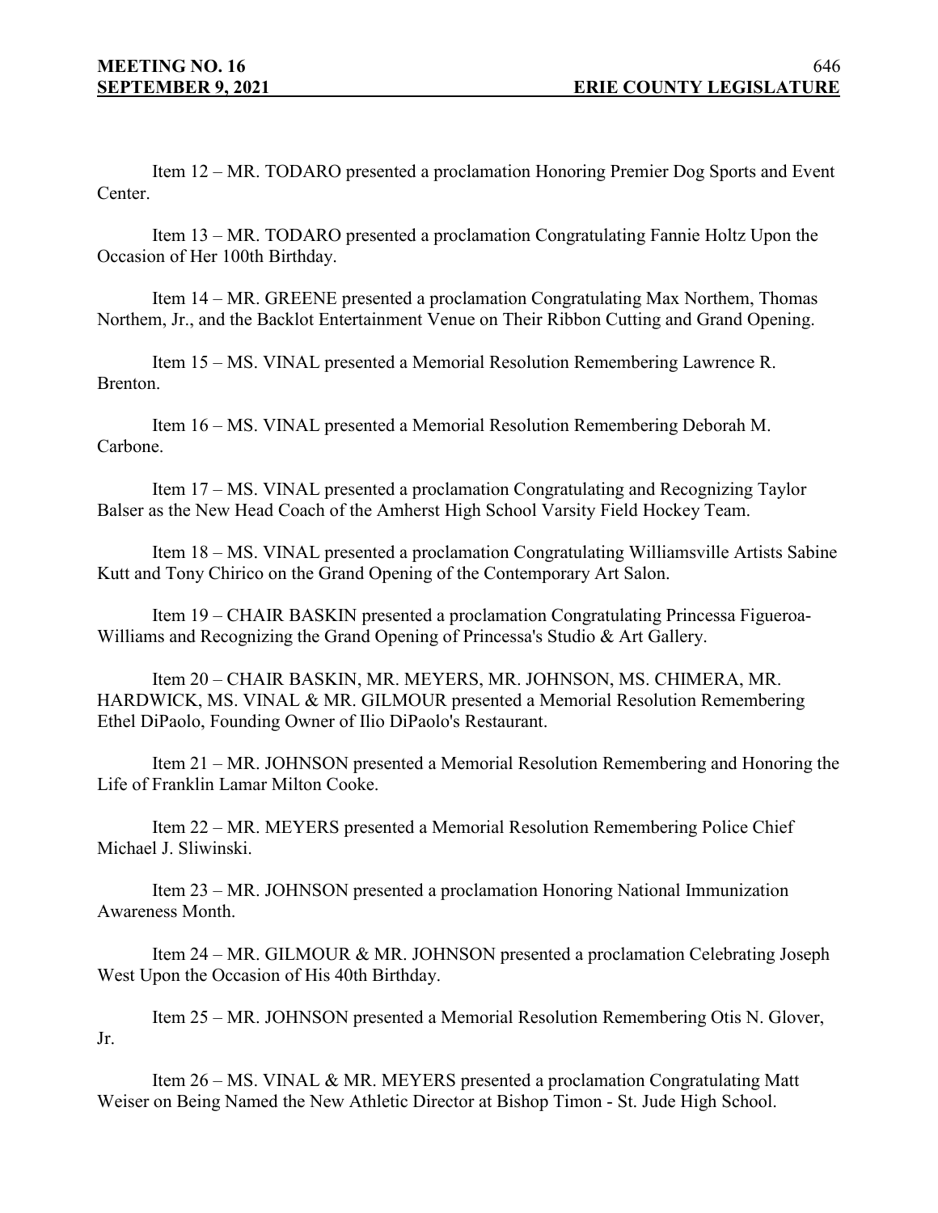Item 12 – MR. TODARO presented a proclamation Honoring Premier Dog Sports and Event Center.

Item 13 – MR. TODARO presented a proclamation Congratulating Fannie Holtz Upon the Occasion of Her 100th Birthday.

Item 14 – MR. GREENE presented a proclamation Congratulating Max Northem, Thomas Northem, Jr., and the Backlot Entertainment Venue on Their Ribbon Cutting and Grand Opening.

Item 15 – MS. VINAL presented a Memorial Resolution Remembering Lawrence R. Brenton.

Item 16 – MS. VINAL presented a Memorial Resolution Remembering Deborah M. Carbone.

Item 17 – MS. VINAL presented a proclamation Congratulating and Recognizing Taylor Balser as the New Head Coach of the Amherst High School Varsity Field Hockey Team.

Item 18 – MS. VINAL presented a proclamation Congratulating Williamsville Artists Sabine Kutt and Tony Chirico on the Grand Opening of the Contemporary Art Salon.

Item 19 – CHAIR BASKIN presented a proclamation Congratulating Princessa Figueroa-Williams and Recognizing the Grand Opening of Princessa's Studio & Art Gallery.

Item 20 – CHAIR BASKIN, MR. MEYERS, MR. JOHNSON, MS. CHIMERA, MR. HARDWICK, MS. VINAL & MR. GILMOUR presented a Memorial Resolution Remembering Ethel DiPaolo, Founding Owner of Ilio DiPaolo's Restaurant.

Item 21 – MR. JOHNSON presented a Memorial Resolution Remembering and Honoring the Life of Franklin Lamar Milton Cooke.

Item 22 – MR. MEYERS presented a Memorial Resolution Remembering Police Chief Michael J. Sliwinski.

Item 23 – MR. JOHNSON presented a proclamation Honoring National Immunization Awareness Month.

Item 24 – MR. GILMOUR & MR. JOHNSON presented a proclamation Celebrating Joseph West Upon the Occasion of His 40th Birthday.

Item 25 – MR. JOHNSON presented a Memorial Resolution Remembering Otis N. Glover, Jr.

Item 26 – MS. VINAL & MR. MEYERS presented a proclamation Congratulating Matt Weiser on Being Named the New Athletic Director at Bishop Timon - St. Jude High School.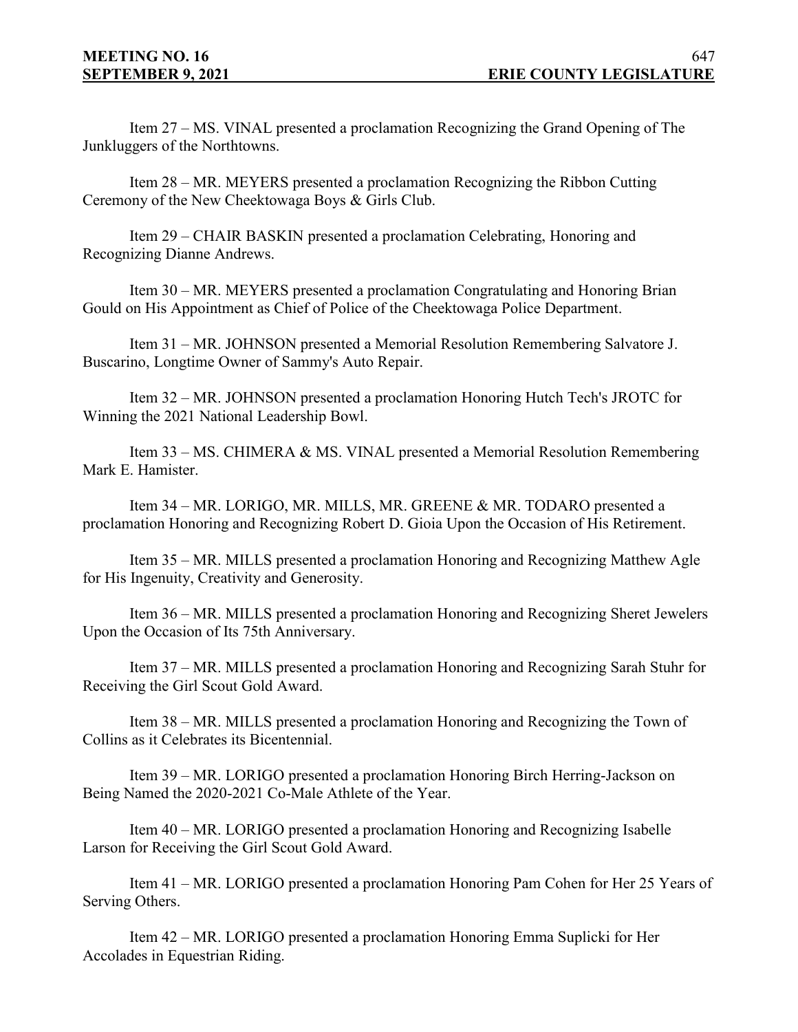Item 27 – MS. VINAL presented a proclamation Recognizing the Grand Opening of The Junkluggers of the Northtowns.

Item 28 – MR. MEYERS presented a proclamation Recognizing the Ribbon Cutting Ceremony of the New Cheektowaga Boys & Girls Club.

Item 29 – CHAIR BASKIN presented a proclamation Celebrating, Honoring and Recognizing Dianne Andrews.

Item 30 – MR. MEYERS presented a proclamation Congratulating and Honoring Brian Gould on His Appointment as Chief of Police of the Cheektowaga Police Department.

Item 31 – MR. JOHNSON presented a Memorial Resolution Remembering Salvatore J. Buscarino, Longtime Owner of Sammy's Auto Repair.

Item 32 – MR. JOHNSON presented a proclamation Honoring Hutch Tech's JROTC for Winning the 2021 National Leadership Bowl.

Item 33 – MS. CHIMERA & MS. VINAL presented a Memorial Resolution Remembering Mark E. Hamister.

Item 34 – MR. LORIGO, MR. MILLS, MR. GREENE & MR. TODARO presented a proclamation Honoring and Recognizing Robert D. Gioia Upon the Occasion of His Retirement.

Item 35 – MR. MILLS presented a proclamation Honoring and Recognizing Matthew Agle for His Ingenuity, Creativity and Generosity.

Item 36 – MR. MILLS presented a proclamation Honoring and Recognizing Sheret Jewelers Upon the Occasion of Its 75th Anniversary.

Item 37 – MR. MILLS presented a proclamation Honoring and Recognizing Sarah Stuhr for Receiving the Girl Scout Gold Award.

Item 38 – MR. MILLS presented a proclamation Honoring and Recognizing the Town of Collins as it Celebrates its Bicentennial.

Item 39 – MR. LORIGO presented a proclamation Honoring Birch Herring-Jackson on Being Named the 2020-2021 Co-Male Athlete of the Year.

Item 40 – MR. LORIGO presented a proclamation Honoring and Recognizing Isabelle Larson for Receiving the Girl Scout Gold Award.

Item 41 – MR. LORIGO presented a proclamation Honoring Pam Cohen for Her 25 Years of Serving Others.

Item 42 – MR. LORIGO presented a proclamation Honoring Emma Suplicki for Her Accolades in Equestrian Riding.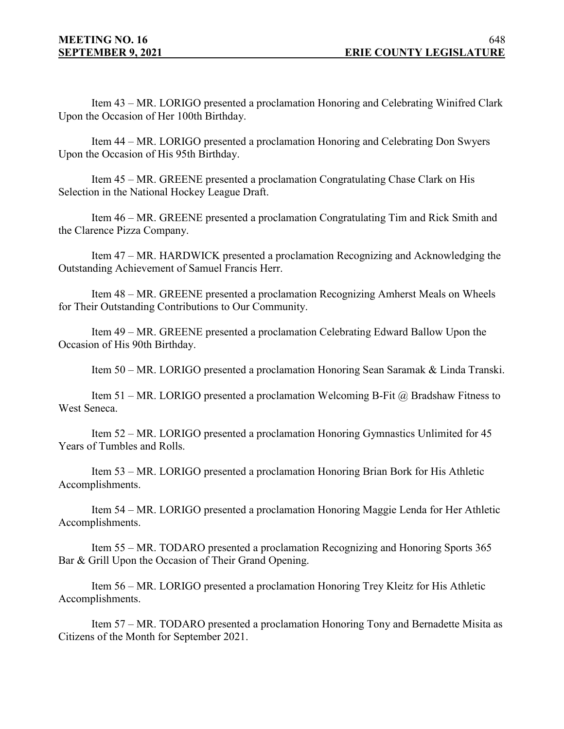Item 43 – MR. LORIGO presented a proclamation Honoring and Celebrating Winifred Clark Upon the Occasion of Her 100th Birthday.

Item 44 – MR. LORIGO presented a proclamation Honoring and Celebrating Don Swyers Upon the Occasion of His 95th Birthday.

Item 45 – MR. GREENE presented a proclamation Congratulating Chase Clark on His Selection in the National Hockey League Draft.

Item 46 – MR. GREENE presented a proclamation Congratulating Tim and Rick Smith and the Clarence Pizza Company.

Item 47 – MR. HARDWICK presented a proclamation Recognizing and Acknowledging the Outstanding Achievement of Samuel Francis Herr.

Item 48 – MR. GREENE presented a proclamation Recognizing Amherst Meals on Wheels for Their Outstanding Contributions to Our Community.

Item 49 – MR. GREENE presented a proclamation Celebrating Edward Ballow Upon the Occasion of His 90th Birthday.

Item 50 – MR. LORIGO presented a proclamation Honoring Sean Saramak & Linda Transki.

Item 51 – MR. LORIGO presented a proclamation Welcoming B-Fit @ Bradshaw Fitness to West Seneca.

Item 52 – MR. LORIGO presented a proclamation Honoring Gymnastics Unlimited for 45 Years of Tumbles and Rolls.

Item 53 – MR. LORIGO presented a proclamation Honoring Brian Bork for His Athletic Accomplishments.

Item 54 – MR. LORIGO presented a proclamation Honoring Maggie Lenda for Her Athletic Accomplishments.

Item 55 – MR. TODARO presented a proclamation Recognizing and Honoring Sports 365 Bar & Grill Upon the Occasion of Their Grand Opening.

Item 56 – MR. LORIGO presented a proclamation Honoring Trey Kleitz for His Athletic Accomplishments.

Item 57 – MR. TODARO presented a proclamation Honoring Tony and Bernadette Misita as Citizens of the Month for September 2021.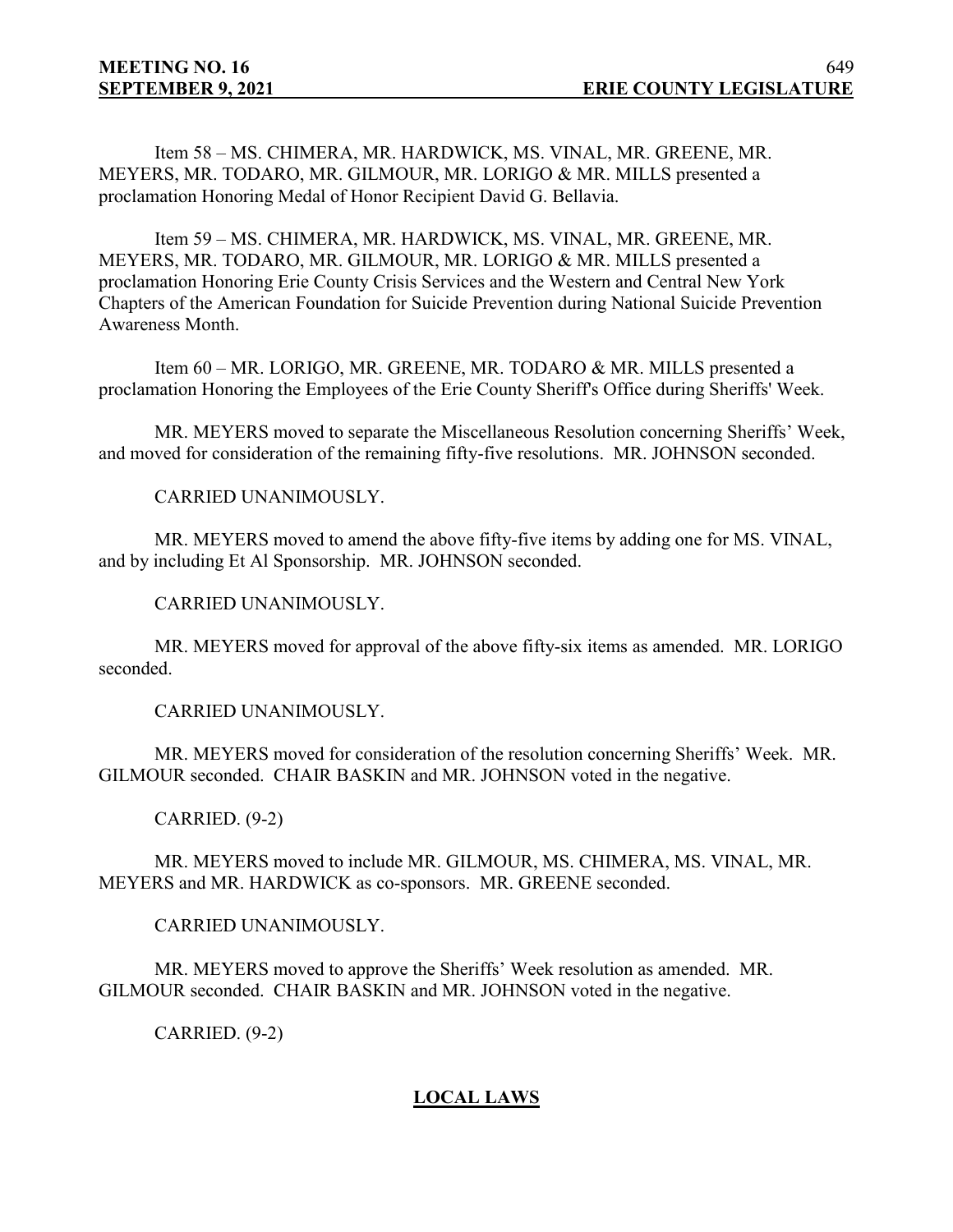Item 58 – MS. CHIMERA, MR. HARDWICK, MS. VINAL, MR. GREENE, MR. MEYERS, MR. TODARO, MR. GILMOUR, MR. LORIGO & MR. MILLS presented a proclamation Honoring Medal of Honor Recipient David G. Bellavia.

Item 59 – MS. CHIMERA, MR. HARDWICK, MS. VINAL, MR. GREENE, MR. MEYERS, MR. TODARO, MR. GILMOUR, MR. LORIGO & MR. MILLS presented a proclamation Honoring Erie County Crisis Services and the Western and Central New York Chapters of the American Foundation for Suicide Prevention during National Suicide Prevention Awareness Month.

Item 60 – MR. LORIGO, MR. GREENE, MR. TODARO & MR. MILLS presented a proclamation Honoring the Employees of the Erie County Sheriff's Office during Sheriffs' Week.

MR. MEYERS moved to separate the Miscellaneous Resolution concerning Sheriffs' Week, and moved for consideration of the remaining fifty-five resolutions. MR. JOHNSON seconded.

CARRIED UNANIMOUSLY.

MR. MEYERS moved to amend the above fifty-five items by adding one for MS. VINAL, and by including Et Al Sponsorship. MR. JOHNSON seconded.

CARRIED UNANIMOUSLY.

MR. MEYERS moved for approval of the above fifty-six items as amended. MR. LORIGO seconded.

CARRIED UNANIMOUSLY.

MR. MEYERS moved for consideration of the resolution concerning Sheriffs' Week. MR. GILMOUR seconded. CHAIR BASKIN and MR. JOHNSON voted in the negative.

CARRIED. (9-2)

MR. MEYERS moved to include MR. GILMOUR, MS. CHIMERA, MS. VINAL, MR. MEYERS and MR. HARDWICK as co-sponsors. MR. GREENE seconded.

CARRIED UNANIMOUSLY.

MR. MEYERS moved to approve the Sheriffs' Week resolution as amended. MR. GILMOUR seconded. CHAIR BASKIN and MR. JOHNSON voted in the negative.

CARRIED. (9-2)

## LOCAL LAWS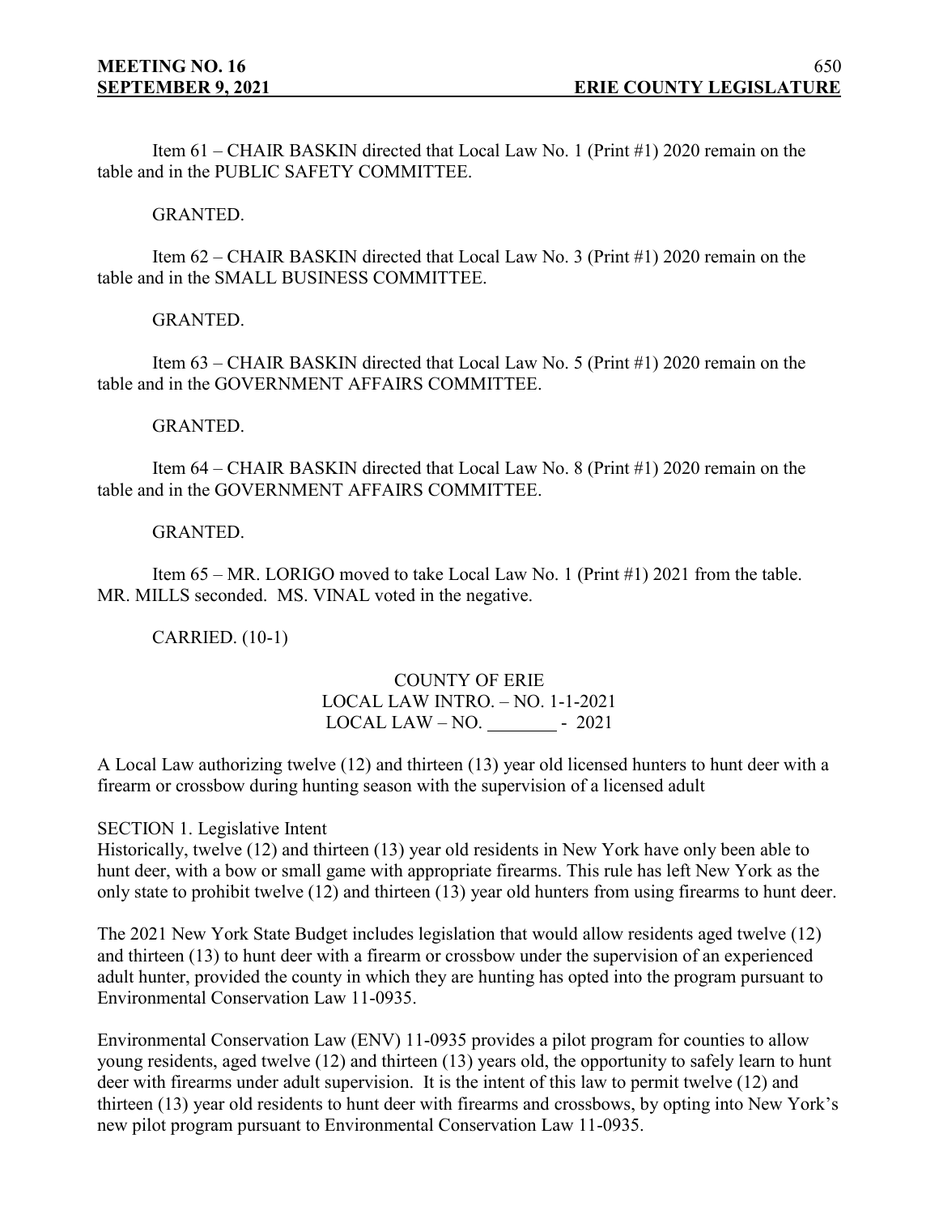Item 61 – CHAIR BASKIN directed that Local Law No. 1 (Print #1) 2020 remain on the table and in the PUBLIC SAFETY COMMITTEE.

GRANTED.

Item 62 – CHAIR BASKIN directed that Local Law No. 3 (Print #1) 2020 remain on the table and in the SMALL BUSINESS COMMITTEE.

GRANTED.

Item 63 – CHAIR BASKIN directed that Local Law No. 5 (Print #1) 2020 remain on the table and in the GOVERNMENT AFFAIRS COMMITTEE.

GRANTED.

Item 64 – CHAIR BASKIN directed that Local Law No. 8 (Print #1) 2020 remain on the table and in the GOVERNMENT AFFAIRS COMMITTEE.

GRANTED.

Item 65 – MR. LORIGO moved to take Local Law No. 1 (Print #1) 2021 from the table. MR. MILLS seconded. MS. VINAL voted in the negative.

CARRIED. (10-1)

COUNTY OF ERIE
LOCAL LAW INTRO. – NO. 1-1-2021
LOCAL LAW – NO. ________ - 2021

A Local Law authorizing twelve (12) and thirteen (13) year old licensed hunters to hunt deer with a firearm or crossbow during hunting season with the supervision of a licensed adult

SECTION 1. Legislative Intent

Historically, twelve (12) and thirteen (13) year old residents in New York have only been able to hunt deer, with a bow or small game with appropriate firearms. This rule has left New York as the only state to prohibit twelve (12) and thirteen (13) year old hunters from using firearms to hunt deer.

The 2021 New York State Budget includes legislation that would allow residents aged twelve (12) and thirteen (13) to hunt deer with a firearm or crossbow under the supervision of an experienced adult hunter, provided the county in which they are hunting has opted into the program pursuant to Environmental Conservation Law 11-0935.

Environmental Conservation Law (ENV) 11-0935 provides a pilot program for counties to allow young residents, aged twelve (12) and thirteen (13) years old, the opportunity to safely learn to hunt deer with firearms under adult supervision. It is the intent of this law to permit twelve (12) and thirteen (13) year old residents to hunt deer with firearms and crossbows, by opting into New York's new pilot program pursuant to Environmental Conservation Law 11-0935.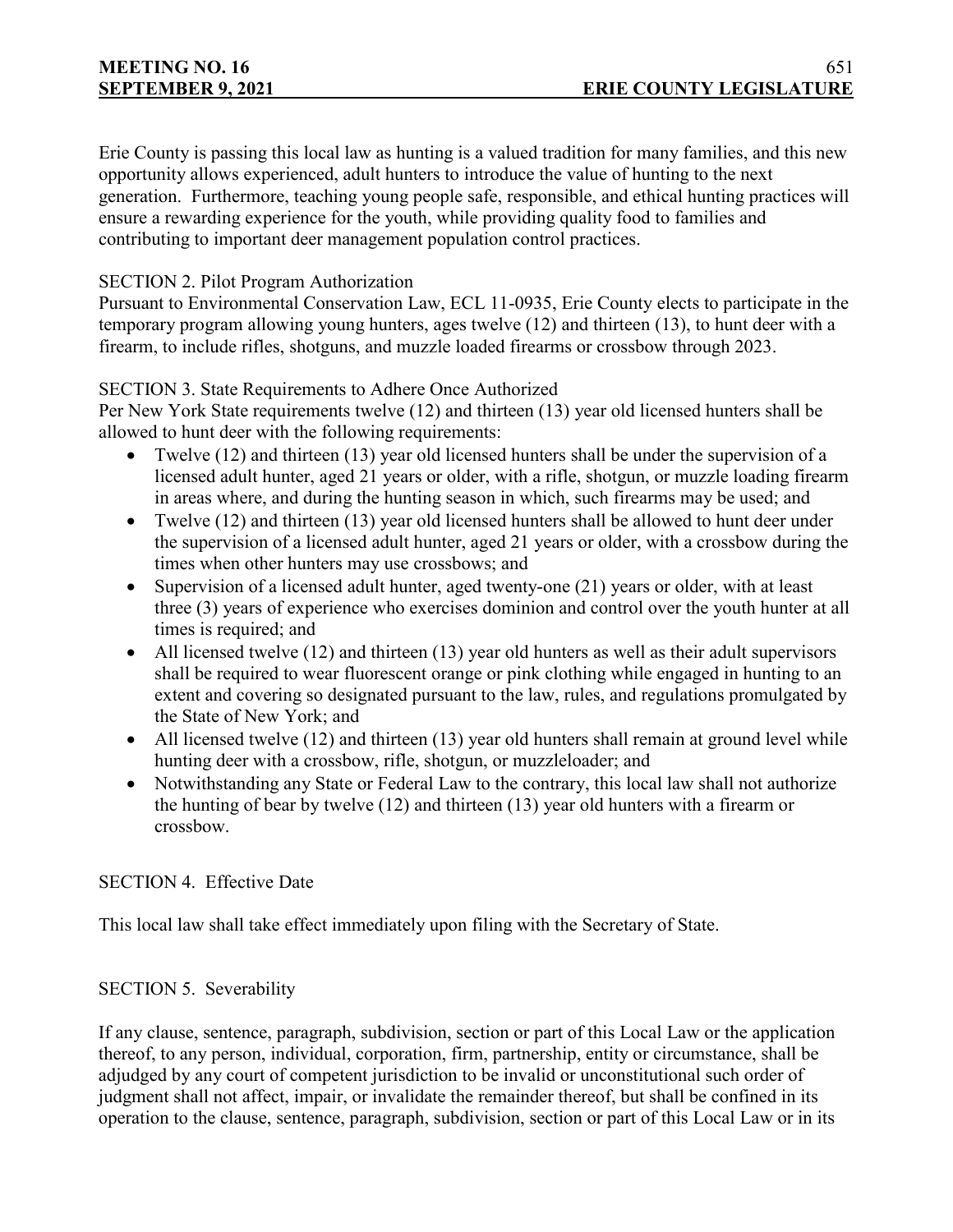Erie County is passing this local law as hunting is a valued tradition for many families, and this new opportunity allows experienced, adult hunters to introduce the value of hunting to the next generation. Furthermore, teaching young people safe, responsible, and ethical hunting practices will ensure a rewarding experience for the youth, while providing quality food to families and contributing to important deer management population control practices.

SECTION 2. Pilot Program Authorization

Pursuant to Environmental Conservation Law, ECL 11-0935, Erie County elects to participate in the temporary program allowing young hunters, ages twelve (12) and thirteen (13), to hunt deer with a firearm, to include rifles, shotguns, and muzzle loaded firearms or crossbow through 2023.

SECTION 3. State Requirements to Adhere Once Authorized

Per New York State requirements twelve (12) and thirteen (13) year old licensed hunters shall be allowed to hunt deer with the following requirements:

- Twelve (12) and thirteen (13) year old licensed hunters shall be under the supervision of a licensed adult hunter, aged 21 years or older, with a rifle, shotgun, or muzzle loading firearm in areas where, and during the hunting season in which, such firearms may be used; and
- Twelve (12) and thirteen (13) year old licensed hunters shall be allowed to hunt deer under the supervision of a licensed adult hunter, aged 21 years or older, with a crossbow during the times when other hunters may use crossbows; and
- Supervision of a licensed adult hunter, aged twenty-one (21) years or older, with at least three (3) years of experience who exercises dominion and control over the youth hunter at all times is required; and
- All licensed twelve (12) and thirteen (13) year old hunters as well as their adult supervisors shall be required to wear fluorescent orange or pink clothing while engaged in hunting to an extent and covering so designated pursuant to the law, rules, and regulations promulgated by the State of New York; and
- All licensed twelve (12) and thirteen (13) year old hunters shall remain at ground level while hunting deer with a crossbow, rifle, shotgun, or muzzleloader; and
- Notwithstanding any State or Federal Law to the contrary, this local law shall not authorize the hunting of bear by twelve (12) and thirteen (13) year old hunters with a firearm or crossbow.

SECTION 4. Effective Date

This local law shall take effect immediately upon filing with the Secretary of State.

SECTION 5. Severability

If any clause, sentence, paragraph, subdivision, section or part of this Local Law or the application thereof, to any person, individual, corporation, firm, partnership, entity or circumstance, shall be adjudged by any court of competent jurisdiction to be invalid or unconstitutional such order of judgment shall not affect, impair, or invalidate the remainder thereof, but shall be confined in its operation to the clause, sentence, paragraph, subdivision, section or part of this Local Law or in its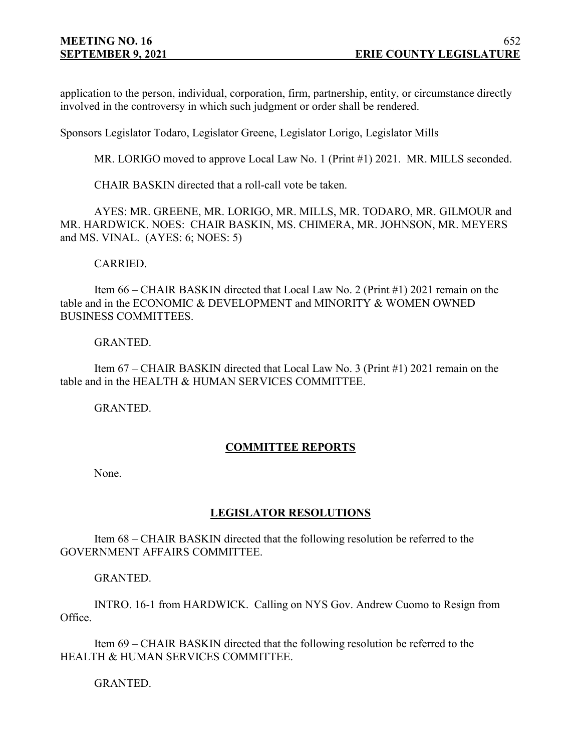application to the person, individual, corporation, firm, partnership, entity, or circumstance directly involved in the controversy in which such judgment or order shall be rendered.

Sponsors Legislator Todaro, Legislator Greene, Legislator Lorigo, Legislator Mills

MR. LORIGO moved to approve Local Law No. 1 (Print #1) 2021. MR. MILLS seconded.

CHAIR BASKIN directed that a roll-call vote be taken.

AYES: MR. GREENE, MR. LORIGO, MR. MILLS, MR. TODARO, MR. GILMOUR and MR. HARDWICK. NOES: CHAIR BASKIN, MS. CHIMERA, MR. JOHNSON, MR. MEYERS and MS. VINAL. (AYES: 6; NOES: 5)

CARRIED.

Item 66 – CHAIR BASKIN directed that Local Law No. 2 (Print #1) 2021 remain on the table and in the ECONOMIC & DEVELOPMENT and MINORITY & WOMEN OWNED BUSINESS COMMITTEES.

GRANTED.

Item 67 – CHAIR BASKIN directed that Local Law No. 3 (Print #1) 2021 remain on the table and in the HEALTH & HUMAN SERVICES COMMITTEE.

GRANTED.

## COMMITTEE REPORTS

None.

## LEGISLATOR RESOLUTIONS

Item 68 – CHAIR BASKIN directed that the following resolution be referred to the GOVERNMENT AFFAIRS COMMITTEE.

GRANTED.

INTRO. 16-1 from HARDWICK. Calling on NYS Gov. Andrew Cuomo to Resign from Office.

Item 69 – CHAIR BASKIN directed that the following resolution be referred to the HEALTH & HUMAN SERVICES COMMITTEE.

GRANTED.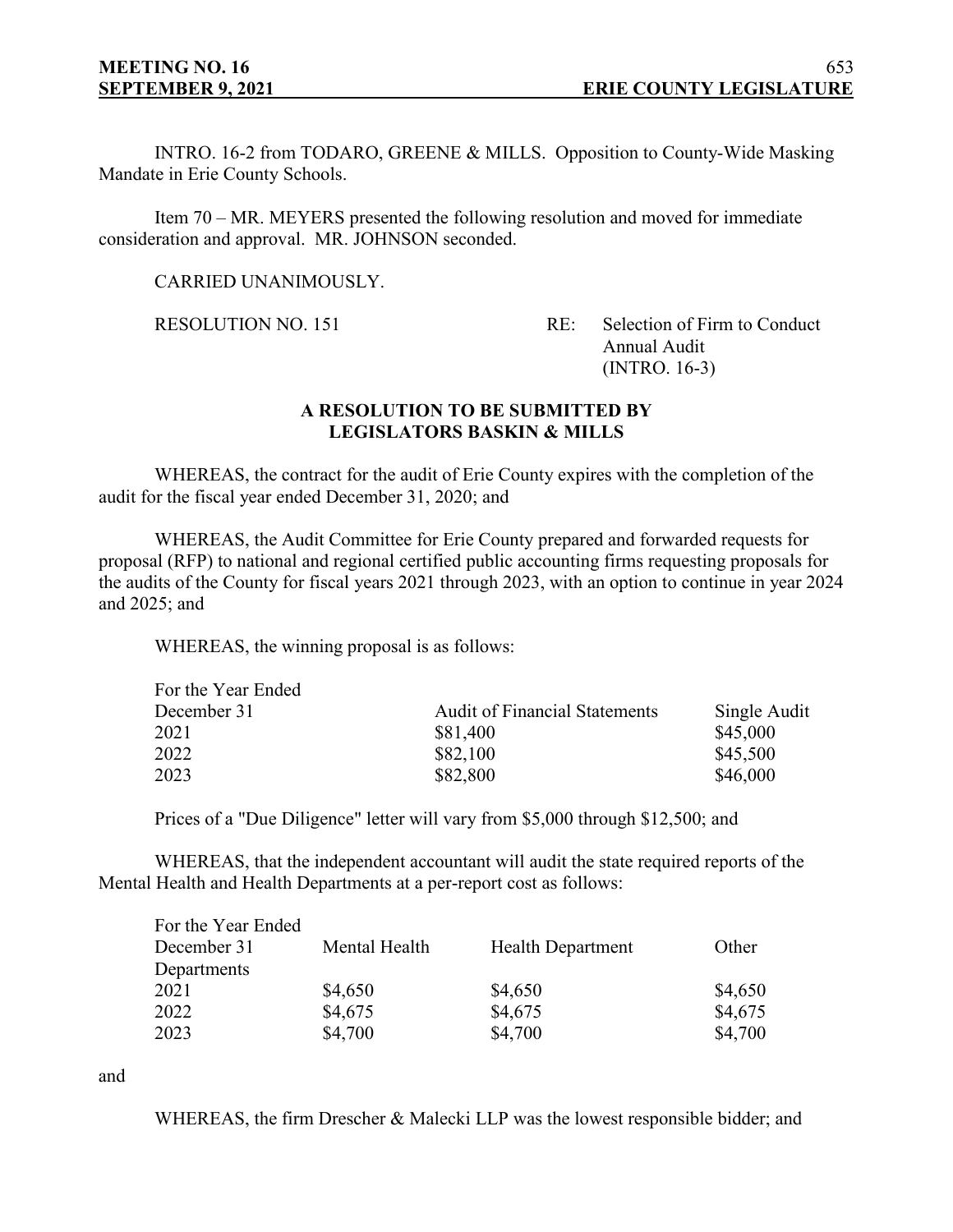INTRO. 16-2 from TODARO, GREENE & MILLS. Opposition to County-Wide Masking Mandate in Erie County Schools.

Item 70 – MR. MEYERS presented the following resolution and moved for immediate consideration and approval. MR. JOHNSON seconded.

CARRIED UNANIMOUSLY.

RESOLUTION NO. 151 RE: Selection of Firm to Conduct Annual Audit (INTRO. 16-3)

**A RESOLUTION TO BE SUBMITTED BY LEGISLATORS BASKIN & MILLS**

WHEREAS, the contract for the audit of Erie County expires with the completion of the audit for the fiscal year ended December 31, 2020; and

WHEREAS, the Audit Committee for Erie County prepared and forwarded requests for proposal (RFP) to national and regional certified public accounting firms requesting proposals for the audits of the County for fiscal years 2021 through 2023, with an option to continue in year 2024 and 2025; and

WHEREAS, the winning proposal is as follows:

| For the Year Ended December 31 | Audit of Financial Statements | Single Audit |
|---|---|---|
| 2021 | \$81,400 | \$45,000 |
| 2022 | \$82,100 | \$45,500 |
| 2023 | \$82,800 | \$46,000 |

Prices of a "Due Diligence" letter will vary from \$5,000 through \$12,500; and

WHEREAS, that the independent accountant will audit the state required reports of the Mental Health and Health Departments at a per-report cost as follows:

| For the Year Ended December 31 | Mental Health | Health Department | Other Departments |
|---|---|---|---|
| 2021 | \$4,650 | \$4,650 | \$4,650 |
| 2022 | \$4,675 | \$4,675 | \$4,675 |
| 2023 | \$4,700 | \$4,700 | \$4,700 |

and

WHEREAS, the firm Drescher & Malecki LLP was the lowest responsible bidder; and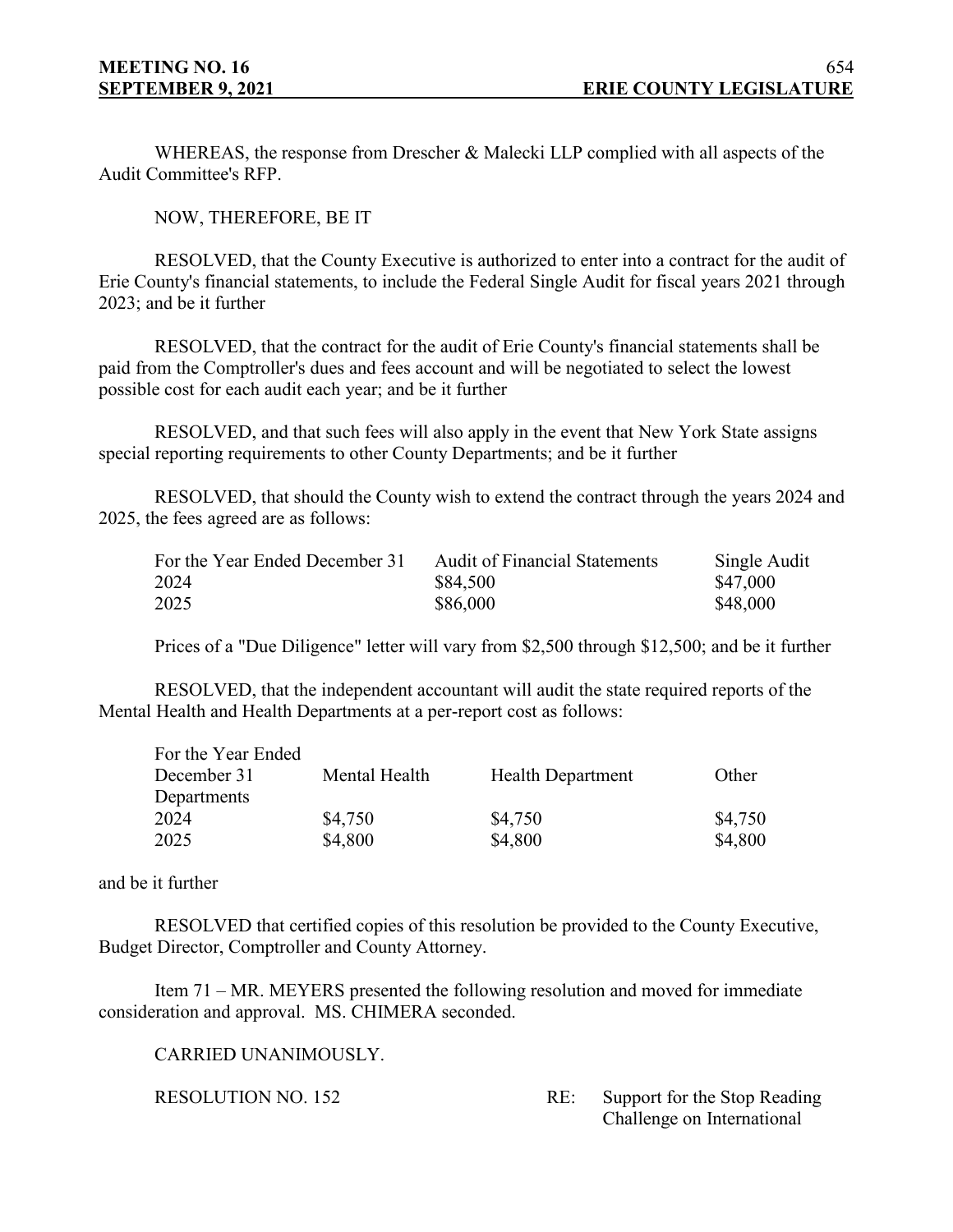WHEREAS, the response from Drescher & Malecki LLP complied with all aspects of the Audit Committee's RFP.

NOW, THEREFORE, BE IT

RESOLVED, that the County Executive is authorized to enter into a contract for the audit of Erie County's financial statements, to include the Federal Single Audit for fiscal years 2021 through 2023; and be it further

RESOLVED, that the contract for the audit of Erie County's financial statements shall be paid from the Comptroller's dues and fees account and will be negotiated to select the lowest possible cost for each audit each year; and be it further

RESOLVED, and that such fees will also apply in the event that New York State assigns special reporting requirements to other County Departments; and be it further

RESOLVED, that should the County wish to extend the contract through the years 2024 and 2025, the fees agreed are as follows:

| For the Year Ended December 31 | Audit of Financial Statements | Single Audit |
|---|---|---|
| 2024 | $84,500 | $47,000 |
| 2025 | $86,000 | $48,000 |

Prices of a "Due Diligence" letter will vary from $2,500 through $12,500; and be it further

RESOLVED, that the independent accountant will audit the state required reports of the Mental Health and Health Departments at a per-report cost as follows:

| For the Year Ended December 31 | Mental Health | Health Department | Other Departments |
|---|---|---|---|
| 2024 | $4,750 | $4,750 | $4,750 |
| 2025 | $4,800 | $4,800 | $4,800 |

and be it further

RESOLVED that certified copies of this resolution be provided to the County Executive, Budget Director, Comptroller and County Attorney.

Item 71 – MR. MEYERS presented the following resolution and moved for immediate consideration and approval. MS. CHIMERA seconded.

CARRIED UNANIMOUSLY.

RESOLUTION NO. 152 RE: Support for the Stop Reading Challenge on International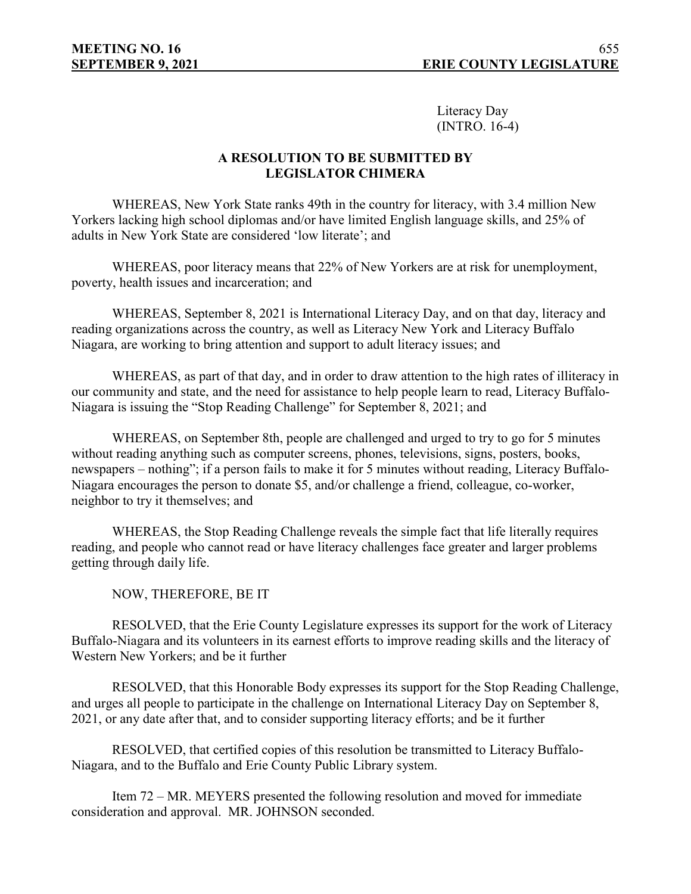Literacy Day
(INTRO. 16-4)

**A RESOLUTION TO BE SUBMITTED BY LEGISLATOR CHIMERA**

WHEREAS, New York State ranks 49th in the country for literacy, with 3.4 million New Yorkers lacking high school diplomas and/or have limited English language skills, and 25% of adults in New York State are considered 'low literate'; and

WHEREAS, poor literacy means that 22% of New Yorkers are at risk for unemployment, poverty, health issues and incarceration; and

WHEREAS, September 8, 2021 is International Literacy Day, and on that day, literacy and reading organizations across the country, as well as Literacy New York and Literacy Buffalo Niagara, are working to bring attention and support to adult literacy issues; and

WHEREAS, as part of that day, and in order to draw attention to the high rates of illiteracy in our community and state, and the need for assistance to help people learn to read, Literacy Buffalo-Niagara is issuing the "Stop Reading Challenge" for September 8, 2021; and

WHEREAS, on September 8th, people are challenged and urged to try to go for 5 minutes without reading anything such as computer screens, phones, televisions, signs, posters, books, newspapers – nothing"; if a person fails to make it for 5 minutes without reading, Literacy Buffalo-Niagara encourages the person to donate $5, and/or challenge a friend, colleague, co-worker, neighbor to try it themselves; and

WHEREAS, the Stop Reading Challenge reveals the simple fact that life literally requires reading, and people who cannot read or have literacy challenges face greater and larger problems getting through daily life.

NOW, THEREFORE, BE IT

RESOLVED, that the Erie County Legislature expresses its support for the work of Literacy Buffalo-Niagara and its volunteers in its earnest efforts to improve reading skills and the literacy of Western New Yorkers; and be it further

RESOLVED, that this Honorable Body expresses its support for the Stop Reading Challenge, and urges all people to participate in the challenge on International Literacy Day on September 8, 2021, or any date after that, and to consider supporting literacy efforts; and be it further

RESOLVED, that certified copies of this resolution be transmitted to Literacy Buffalo-Niagara, and to the Buffalo and Erie County Public Library system.

Item 72 – MR. MEYERS presented the following resolution and moved for immediate consideration and approval. MR. JOHNSON seconded.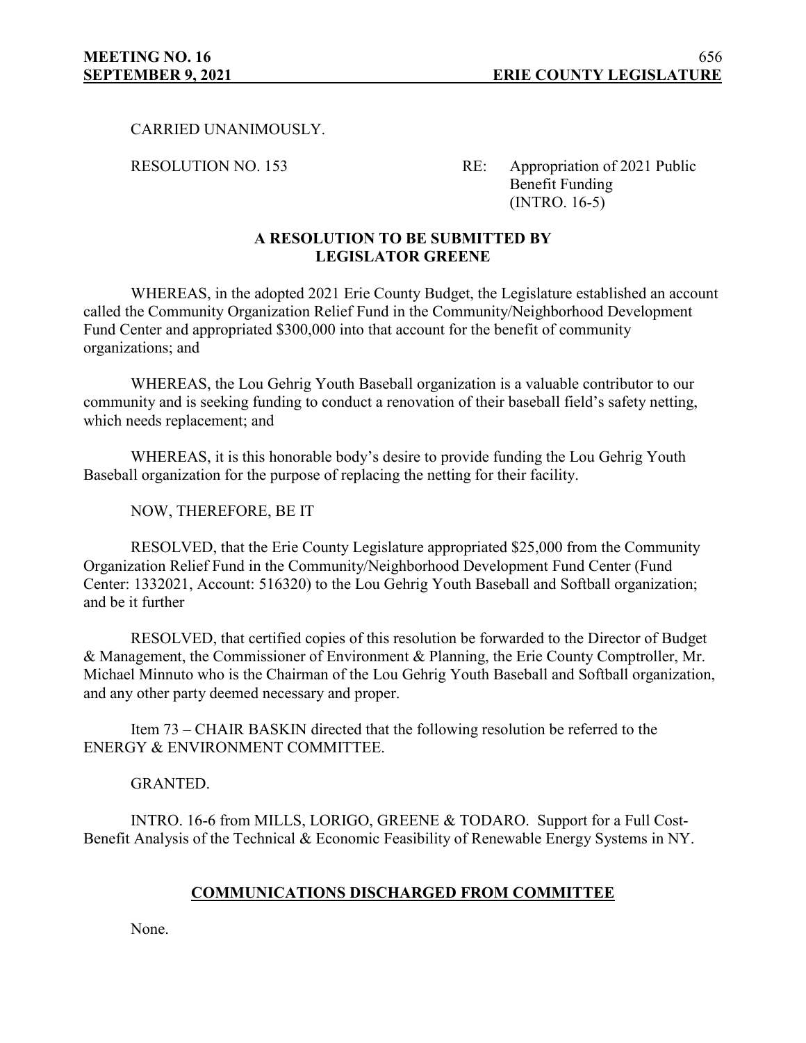CARRIED UNANIMOUSLY.

RESOLUTION NO. 153 RE: Appropriation of 2021 Public Benefit Funding (INTRO. 16-5)

**A RESOLUTION TO BE SUBMITTED BY LEGISLATOR GREENE**

WHEREAS, in the adopted 2021 Erie County Budget, the Legislature established an account called the Community Organization Relief Fund in the Community/Neighborhood Development Fund Center and appropriated $300,000 into that account for the benefit of community organizations; and

WHEREAS, the Lou Gehrig Youth Baseball organization is a valuable contributor to our community and is seeking funding to conduct a renovation of their baseball field's safety netting, which needs replacement; and

WHEREAS, it is this honorable body's desire to provide funding the Lou Gehrig Youth Baseball organization for the purpose of replacing the netting for their facility.

NOW, THEREFORE, BE IT

RESOLVED, that the Erie County Legislature appropriated $25,000 from the Community Organization Relief Fund in the Community/Neighborhood Development Fund Center (Fund Center: 1332021, Account: 516320) to the Lou Gehrig Youth Baseball and Softball organization; and be it further

RESOLVED, that certified copies of this resolution be forwarded to the Director of Budget & Management, the Commissioner of Environment & Planning, the Erie County Comptroller, Mr. Michael Minnuto who is the Chairman of the Lou Gehrig Youth Baseball and Softball organization, and any other party deemed necessary and proper.

Item 73 – CHAIR BASKIN directed that the following resolution be referred to the ENERGY & ENVIRONMENT COMMITTEE.

GRANTED.

INTRO. 16-6 from MILLS, LORIGO, GREENE & TODARO. Support for a Full Cost-Benefit Analysis of the Technical & Economic Feasibility of Renewable Energy Systems in NY.

## COMMUNICATIONS DISCHARGED FROM COMMITTEE

None.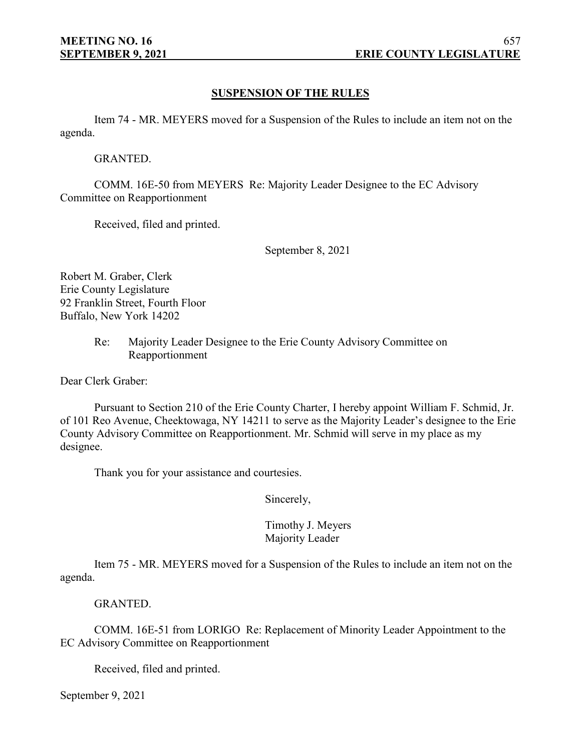## SUSPENSION OF THE RULES

Item 74 - MR. MEYERS moved for a Suspension of the Rules to include an item not on the agenda.

GRANTED.

COMM. 16E-50 from MEYERS Re: Majority Leader Designee to the EC Advisory Committee on Reapportionment

Received, filed and printed.

September 8, 2021

Robert M. Graber, Clerk
Erie County Legislature
92 Franklin Street, Fourth Floor
Buffalo, New York 14202

Re: Majority Leader Designee to the Erie County Advisory Committee on Reapportionment

Dear Clerk Graber:

Pursuant to Section 210 of the Erie County Charter, I hereby appoint William F. Schmid, Jr. of 101 Reo Avenue, Cheektowaga, NY 14211 to serve as the Majority Leader's designee to the Erie County Advisory Committee on Reapportionment. Mr. Schmid will serve in my place as my designee.

Thank you for your assistance and courtesies.

Sincerely,

Timothy J. Meyers
Majority Leader

Item 75 - MR. MEYERS moved for a Suspension of the Rules to include an item not on the agenda.

GRANTED.

COMM. 16E-51 from LORIGO Re: Replacement of Minority Leader Appointment to the EC Advisory Committee on Reapportionment

Received, filed and printed.

September 9, 2021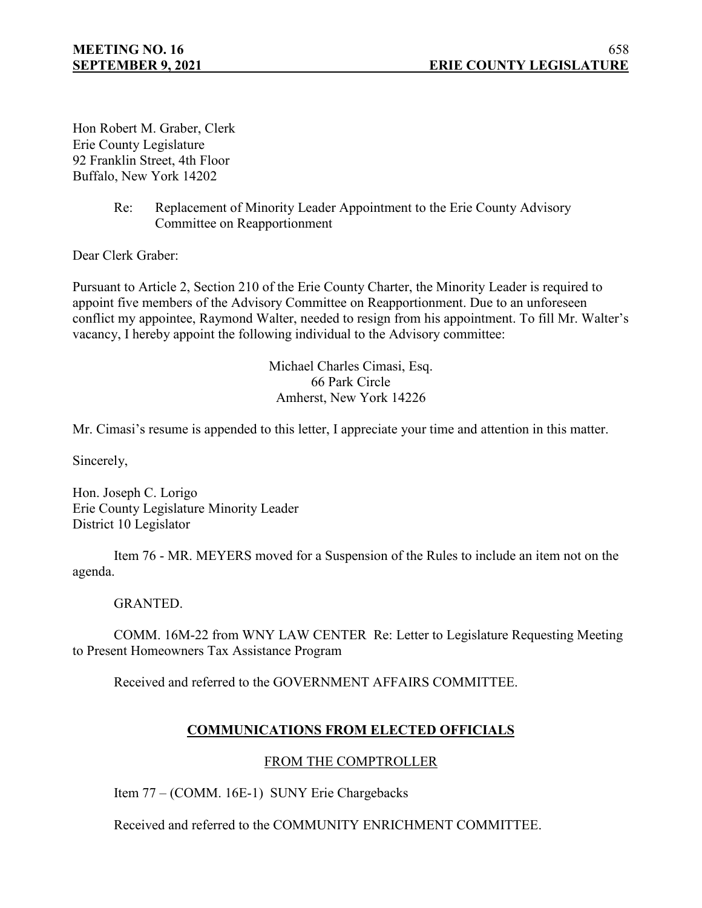Hon Robert M. Graber, Clerk
Erie County Legislature
92 Franklin Street, 4th Floor
Buffalo, New York 14202

Re: Replacement of Minority Leader Appointment to the Erie County Advisory Committee on Reapportionment

Dear Clerk Graber:

Pursuant to Article 2, Section 210 of the Erie County Charter, the Minority Leader is required to appoint five members of the Advisory Committee on Reapportionment. Due to an unforeseen conflict my appointee, Raymond Walter, needed to resign from his appointment. To fill Mr. Walter's vacancy, I hereby appoint the following individual to the Advisory committee:

Michael Charles Cimasi, Esq.
66 Park Circle
Amherst, New York 14226

Mr. Cimasi's resume is appended to this letter, I appreciate your time and attention in this matter.

Sincerely,

Hon. Joseph C. Lorigo
Erie County Legislature Minority Leader
District 10 Legislator

Item 76 - MR. MEYERS moved for a Suspension of the Rules to include an item not on the agenda.

GRANTED.

COMM. 16M-22 from WNY LAW CENTER Re: Letter to Legislature Requesting Meeting to Present Homeowners Tax Assistance Program

Received and referred to the GOVERNMENT AFFAIRS COMMITTEE.

## COMMUNICATIONS FROM ELECTED OFFICIALS

### FROM THE COMPTROLLER

Item 77 – (COMM. 16E-1) SUNY Erie Chargebacks

Received and referred to the COMMUNITY ENRICHMENT COMMITTEE.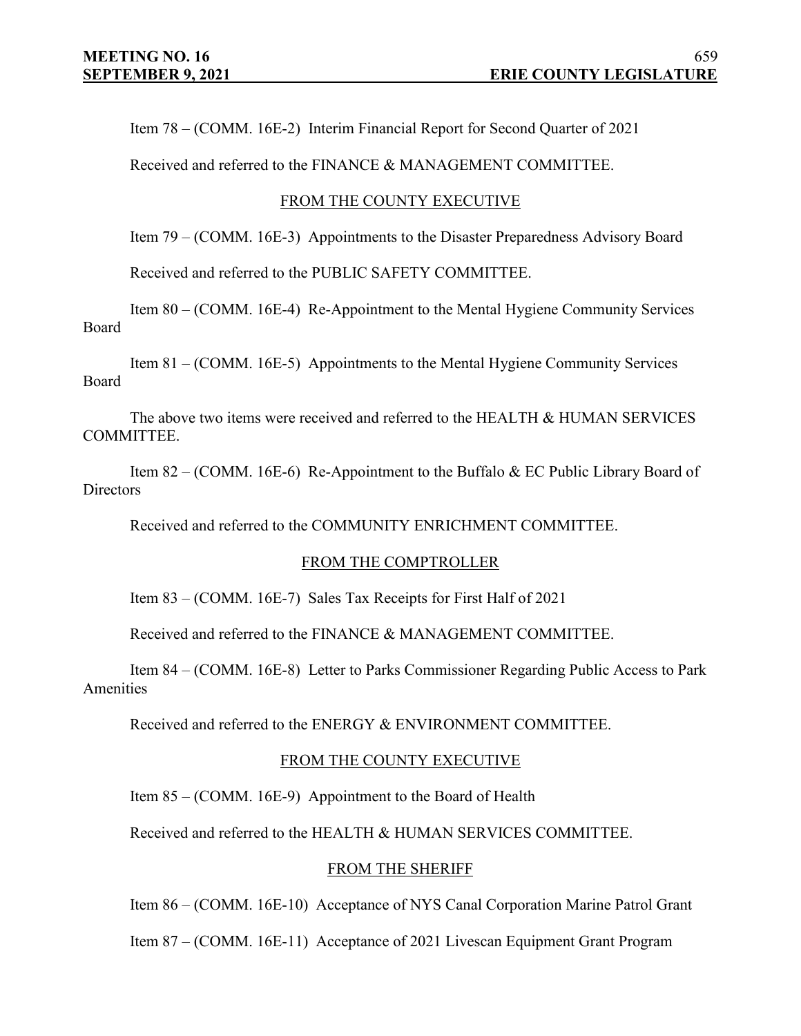Item 78 – (COMM. 16E-2) Interim Financial Report for Second Quarter of 2021

Received and referred to the FINANCE & MANAGEMENT COMMITTEE.

FROM THE COUNTY EXECUTIVE

Item 79 – (COMM. 16E-3) Appointments to the Disaster Preparedness Advisory Board

Received and referred to the PUBLIC SAFETY COMMITTEE.

Item 80 – (COMM. 16E-4) Re-Appointment to the Mental Hygiene Community Services Board

Item 81 – (COMM. 16E-5) Appointments to the Mental Hygiene Community Services Board

The above two items were received and referred to the HEALTH & HUMAN SERVICES COMMITTEE.

Item 82 – (COMM. 16E-6) Re-Appointment to the Buffalo & EC Public Library Board of Directors

Received and referred to the COMMUNITY ENRICHMENT COMMITTEE.

FROM THE COMPTROLLER

Item 83 – (COMM. 16E-7) Sales Tax Receipts for First Half of 2021

Received and referred to the FINANCE & MANAGEMENT COMMITTEE.

Item 84 – (COMM. 16E-8) Letter to Parks Commissioner Regarding Public Access to Park Amenities

Received and referred to the ENERGY & ENVIRONMENT COMMITTEE.

FROM THE COUNTY EXECUTIVE

Item 85 – (COMM. 16E-9) Appointment to the Board of Health

Received and referred to the HEALTH & HUMAN SERVICES COMMITTEE.

FROM THE SHERIFF

Item 86 – (COMM. 16E-10) Acceptance of NYS Canal Corporation Marine Patrol Grant

Item 87 – (COMM. 16E-11) Acceptance of 2021 Livescan Equipment Grant Program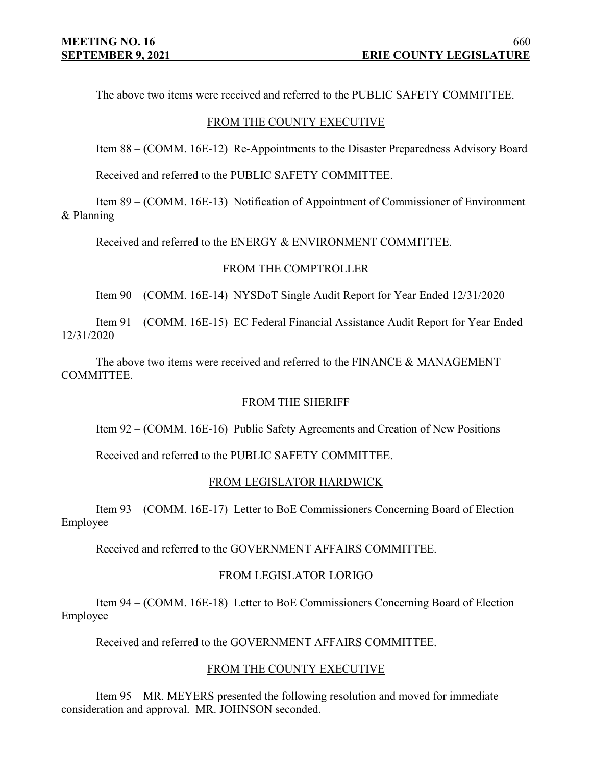The above two items were received and referred to the PUBLIC SAFETY COMMITTEE.

FROM THE COUNTY EXECUTIVE

Item 88 – (COMM. 16E-12) Re-Appointments to the Disaster Preparedness Advisory Board

Received and referred to the PUBLIC SAFETY COMMITTEE.

Item 89 – (COMM. 16E-13) Notification of Appointment of Commissioner of Environment & Planning

Received and referred to the ENERGY & ENVIRONMENT COMMITTEE.

FROM THE COMPTROLLER

Item 90 – (COMM. 16E-14) NYSDoT Single Audit Report for Year Ended 12/31/2020

Item 91 – (COMM. 16E-15) EC Federal Financial Assistance Audit Report for Year Ended 12/31/2020

The above two items were received and referred to the FINANCE & MANAGEMENT COMMITTEE.

FROM THE SHERIFF

Item 92 – (COMM. 16E-16) Public Safety Agreements and Creation of New Positions

Received and referred to the PUBLIC SAFETY COMMITTEE.

FROM LEGISLATOR HARDWICK

Item 93 – (COMM. 16E-17) Letter to BoE Commissioners Concerning Board of Election Employee

Received and referred to the GOVERNMENT AFFAIRS COMMITTEE.

FROM LEGISLATOR LORIGO

Item 94 – (COMM. 16E-18) Letter to BoE Commissioners Concerning Board of Election Employee

Received and referred to the GOVERNMENT AFFAIRS COMMITTEE.

FROM THE COUNTY EXECUTIVE

Item 95 – MR. MEYERS presented the following resolution and moved for immediate consideration and approval. MR. JOHNSON seconded.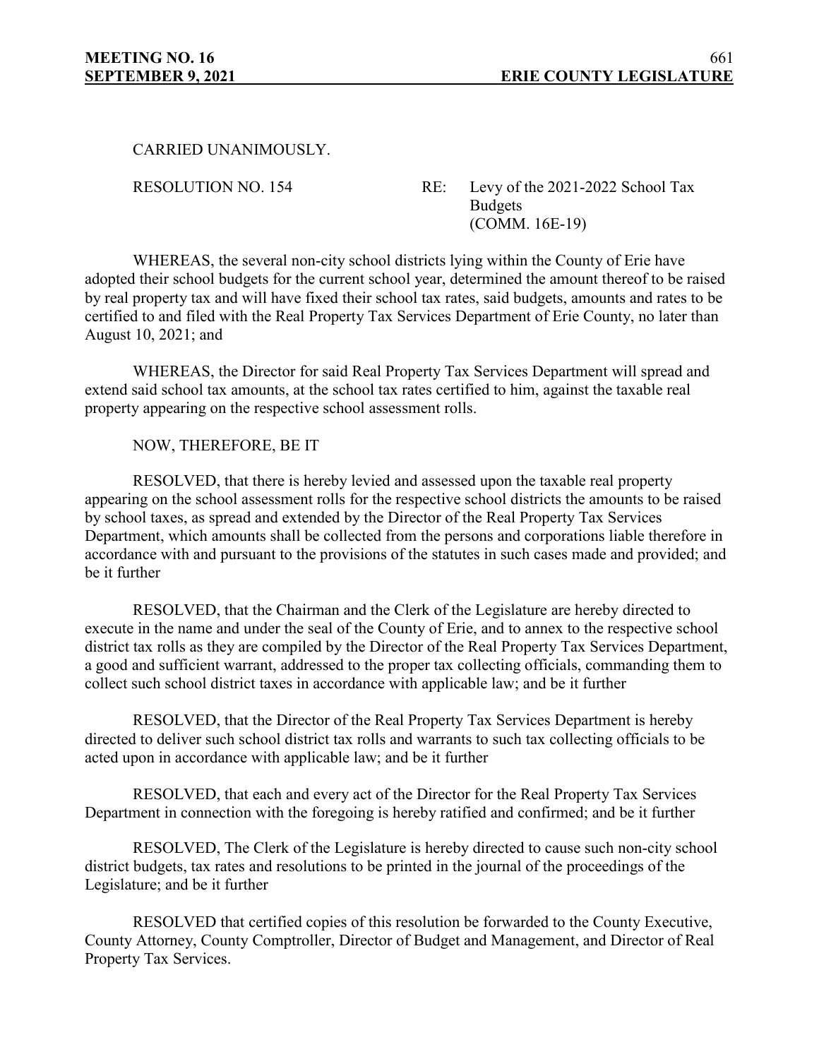CARRIED UNANIMOUSLY.

RESOLUTION NO. 154 RE: Levy of the 2021-2022 School Tax Budgets (COMM. 16E-19)

WHEREAS, the several non-city school districts lying within the County of Erie have adopted their school budgets for the current school year, determined the amount thereof to be raised by real property tax and will have fixed their school tax rates, said budgets, amounts and rates to be certified to and filed with the Real Property Tax Services Department of Erie County, no later than August 10, 2021; and

WHEREAS, the Director for said Real Property Tax Services Department will spread and extend said school tax amounts, at the school tax rates certified to him, against the taxable real property appearing on the respective school assessment rolls.

NOW, THEREFORE, BE IT

RESOLVED, that there is hereby levied and assessed upon the taxable real property appearing on the school assessment rolls for the respective school districts the amounts to be raised by school taxes, as spread and extended by the Director of the Real Property Tax Services Department, which amounts shall be collected from the persons and corporations liable therefore in accordance with and pursuant to the provisions of the statutes in such cases made and provided; and be it further

RESOLVED, that the Chairman and the Clerk of the Legislature are hereby directed to execute in the name and under the seal of the County of Erie, and to annex to the respective school district tax rolls as they are compiled by the Director of the Real Property Tax Services Department, a good and sufficient warrant, addressed to the proper tax collecting officials, commanding them to collect such school district taxes in accordance with applicable law; and be it further

RESOLVED, that the Director of the Real Property Tax Services Department is hereby directed to deliver such school district tax rolls and warrants to such tax collecting officials to be acted upon in accordance with applicable law; and be it further

RESOLVED, that each and every act of the Director for the Real Property Tax Services Department in connection with the foregoing is hereby ratified and confirmed; and be it further

RESOLVED, The Clerk of the Legislature is hereby directed to cause such non-city school district budgets, tax rates and resolutions to be printed in the journal of the proceedings of the Legislature; and be it further

RESOLVED that certified copies of this resolution be forwarded to the County Executive, County Attorney, County Comptroller, Director of Budget and Management, and Director of Real Property Tax Services.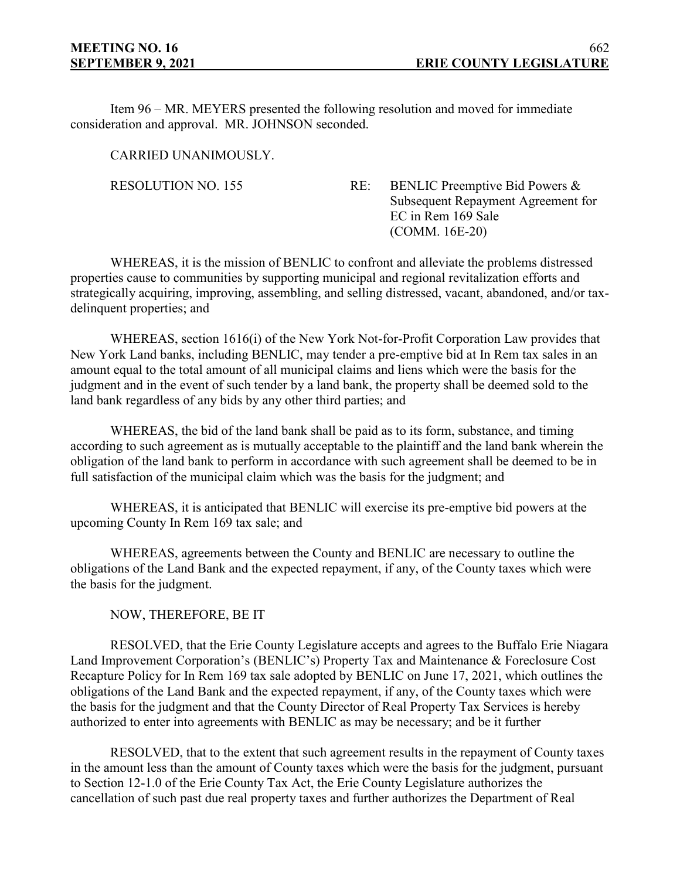Item 96 – MR. MEYERS presented the following resolution and moved for immediate consideration and approval. MR. JOHNSON seconded.

CARRIED UNANIMOUSLY.

RESOLUTION NO. 155 RE: BENLIC Preemptive Bid Powers & Subsequent Repayment Agreement for EC in Rem 169 Sale (COMM. 16E-20)

WHEREAS, it is the mission of BENLIC to confront and alleviate the problems distressed properties cause to communities by supporting municipal and regional revitalization efforts and strategically acquiring, improving, assembling, and selling distressed, vacant, abandoned, and/or tax-delinquent properties; and

WHEREAS, section 1616(i) of the New York Not-for-Profit Corporation Law provides that New York Land banks, including BENLIC, may tender a pre-emptive bid at In Rem tax sales in an amount equal to the total amount of all municipal claims and liens which were the basis for the judgment and in the event of such tender by a land bank, the property shall be deemed sold to the land bank regardless of any bids by any other third parties; and

WHEREAS, the bid of the land bank shall be paid as to its form, substance, and timing according to such agreement as is mutually acceptable to the plaintiff and the land bank wherein the obligation of the land bank to perform in accordance with such agreement shall be deemed to be in full satisfaction of the municipal claim which was the basis for the judgment; and

WHEREAS, it is anticipated that BENLIC will exercise its pre-emptive bid powers at the upcoming County In Rem 169 tax sale; and

WHEREAS, agreements between the County and BENLIC are necessary to outline the obligations of the Land Bank and the expected repayment, if any, of the County taxes which were the basis for the judgment.

NOW, THEREFORE, BE IT

RESOLVED, that the Erie County Legislature accepts and agrees to the Buffalo Erie Niagara Land Improvement Corporation's (BENLIC's) Property Tax and Maintenance & Foreclosure Cost Recapture Policy for In Rem 169 tax sale adopted by BENLIC on June 17, 2021, which outlines the obligations of the Land Bank and the expected repayment, if any, of the County taxes which were the basis for the judgment and that the County Director of Real Property Tax Services is hereby authorized to enter into agreements with BENLIC as may be necessary; and be it further

RESOLVED, that to the extent that such agreement results in the repayment of County taxes in the amount less than the amount of County taxes which were the basis for the judgment, pursuant to Section 12-1.0 of the Erie County Tax Act, the Erie County Legislature authorizes the cancellation of such past due real property taxes and further authorizes the Department of Real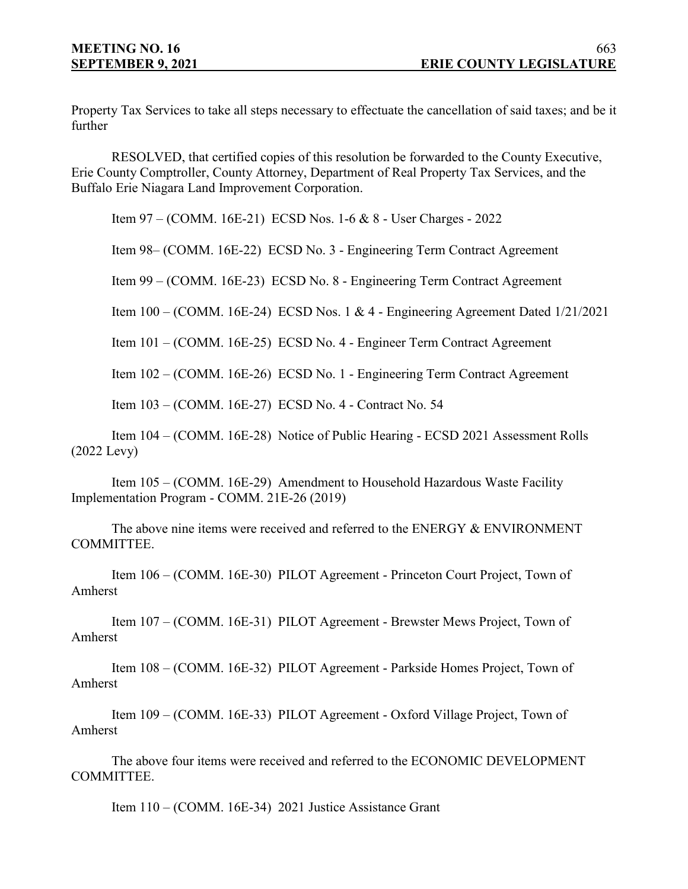Property Tax Services to take all steps necessary to effectuate the cancellation of said taxes; and be it further

RESOLVED, that certified copies of this resolution be forwarded to the County Executive, Erie County Comptroller, County Attorney, Department of Real Property Tax Services, and the Buffalo Erie Niagara Land Improvement Corporation.

Item 97 – (COMM. 16E-21) ECSD Nos. 1-6 & 8 - User Charges - 2022

Item 98– (COMM. 16E-22) ECSD No. 3 - Engineering Term Contract Agreement

Item 99 – (COMM. 16E-23) ECSD No. 8 - Engineering Term Contract Agreement

Item 100 – (COMM. 16E-24) ECSD Nos. 1 & 4 - Engineering Agreement Dated 1/21/2021

Item 101 – (COMM. 16E-25) ECSD No. 4 - Engineer Term Contract Agreement

Item 102 – (COMM. 16E-26) ECSD No. 1 - Engineering Term Contract Agreement

Item 103 – (COMM. 16E-27) ECSD No. 4 - Contract No. 54

Item 104 – (COMM. 16E-28) Notice of Public Hearing - ECSD 2021 Assessment Rolls (2022 Levy)

Item 105 – (COMM. 16E-29) Amendment to Household Hazardous Waste Facility Implementation Program - COMM. 21E-26 (2019)

The above nine items were received and referred to the ENERGY & ENVIRONMENT COMMITTEE.

Item 106 – (COMM. 16E-30) PILOT Agreement - Princeton Court Project, Town of Amherst

Item 107 – (COMM. 16E-31) PILOT Agreement - Brewster Mews Project, Town of Amherst

Item 108 – (COMM. 16E-32) PILOT Agreement - Parkside Homes Project, Town of Amherst

Item 109 – (COMM. 16E-33) PILOT Agreement - Oxford Village Project, Town of Amherst

The above four items were received and referred to the ECONOMIC DEVELOPMENT COMMITTEE.

Item 110 – (COMM. 16E-34) 2021 Justice Assistance Grant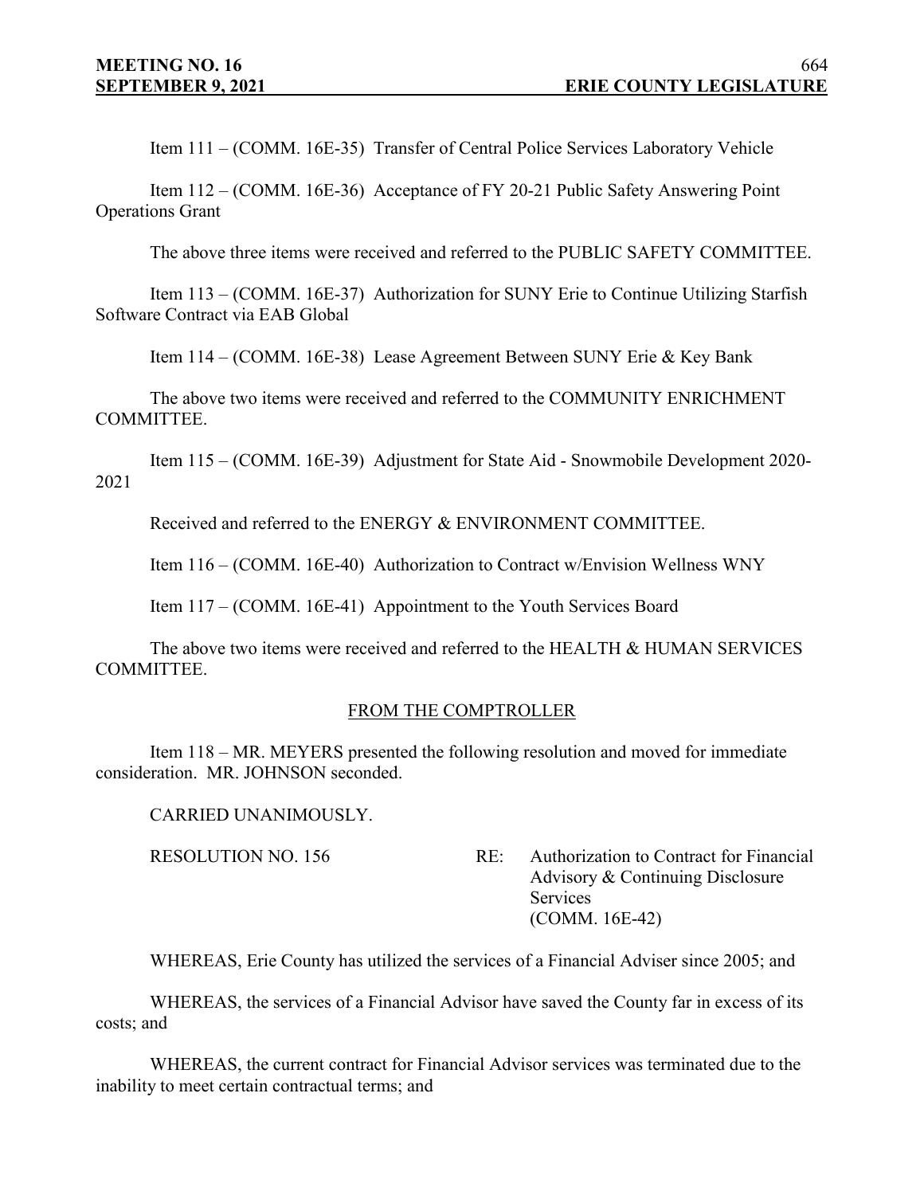Item 111 – (COMM. 16E-35) Transfer of Central Police Services Laboratory Vehicle

Item 112 – (COMM. 16E-36) Acceptance of FY 20-21 Public Safety Answering Point Operations Grant

The above three items were received and referred to the PUBLIC SAFETY COMMITTEE.

Item 113 – (COMM. 16E-37) Authorization for SUNY Erie to Continue Utilizing Starfish Software Contract via EAB Global

Item 114 – (COMM. 16E-38) Lease Agreement Between SUNY Erie & Key Bank

The above two items were received and referred to the COMMUNITY ENRICHMENT COMMITTEE.

Item 115 – (COMM. 16E-39) Adjustment for State Aid - Snowmobile Development 2020-2021

Received and referred to the ENERGY & ENVIRONMENT COMMITTEE.

Item 116 – (COMM. 16E-40) Authorization to Contract w/Envision Wellness WNY

Item 117 – (COMM. 16E-41) Appointment to the Youth Services Board

The above two items were received and referred to the HEALTH & HUMAN SERVICES COMMITTEE.

FROM THE COMPTROLLER

Item 118 – MR. MEYERS presented the following resolution and moved for immediate consideration. MR. JOHNSON seconded.

CARRIED UNANIMOUSLY.

RESOLUTION NO. 156 RE: Authorization to Contract for Financial Advisory & Continuing Disclosure Services (COMM. 16E-42)

WHEREAS, Erie County has utilized the services of a Financial Adviser since 2005; and

WHEREAS, the services of a Financial Advisor have saved the County far in excess of its costs; and

WHEREAS, the current contract for Financial Advisor services was terminated due to the inability to meet certain contractual terms; and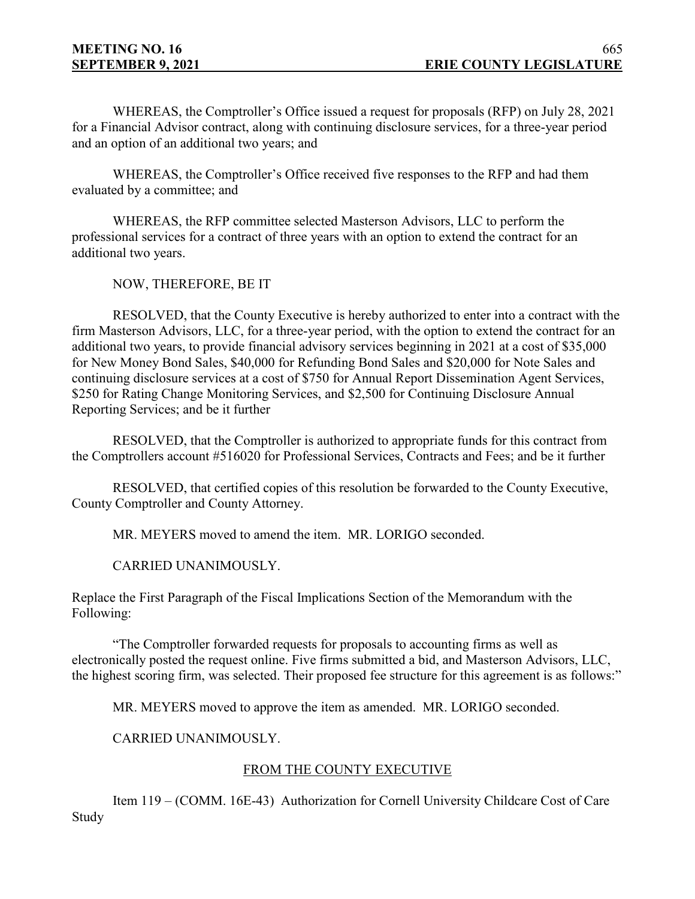WHEREAS, the Comptroller's Office issued a request for proposals (RFP) on July 28, 2021 for a Financial Advisor contract, along with continuing disclosure services, for a three-year period and an option of an additional two years; and

WHEREAS, the Comptroller's Office received five responses to the RFP and had them evaluated by a committee; and

WHEREAS, the RFP committee selected Masterson Advisors, LLC to perform the professional services for a contract of three years with an option to extend the contract for an additional two years.

NOW, THEREFORE, BE IT

RESOLVED, that the County Executive is hereby authorized to enter into a contract with the firm Masterson Advisors, LLC, for a three-year period, with the option to extend the contract for an additional two years, to provide financial advisory services beginning in 2021 at a cost of $35,000 for New Money Bond Sales, $40,000 for Refunding Bond Sales and $20,000 for Note Sales and continuing disclosure services at a cost of $750 for Annual Report Dissemination Agent Services, $250 for Rating Change Monitoring Services, and $2,500 for Continuing Disclosure Annual Reporting Services; and be it further

RESOLVED, that the Comptroller is authorized to appropriate funds for this contract from the Comptrollers account #516020 for Professional Services, Contracts and Fees; and be it further

RESOLVED, that certified copies of this resolution be forwarded to the County Executive, County Comptroller and County Attorney.

MR. MEYERS moved to amend the item. MR. LORIGO seconded.

CARRIED UNANIMOUSLY.

Replace the First Paragraph of the Fiscal Implications Section of the Memorandum with the Following:

"The Comptroller forwarded requests for proposals to accounting firms as well as electronically posted the request online. Five firms submitted a bid, and Masterson Advisors, LLC, the highest scoring firm, was selected. Their proposed fee structure for this agreement is as follows:"

MR. MEYERS moved to approve the item as amended. MR. LORIGO seconded.

CARRIED UNANIMOUSLY.

## FROM THE COUNTY EXECUTIVE

Item 119 – (COMM. 16E-43) Authorization for Cornell University Childcare Cost of Care Study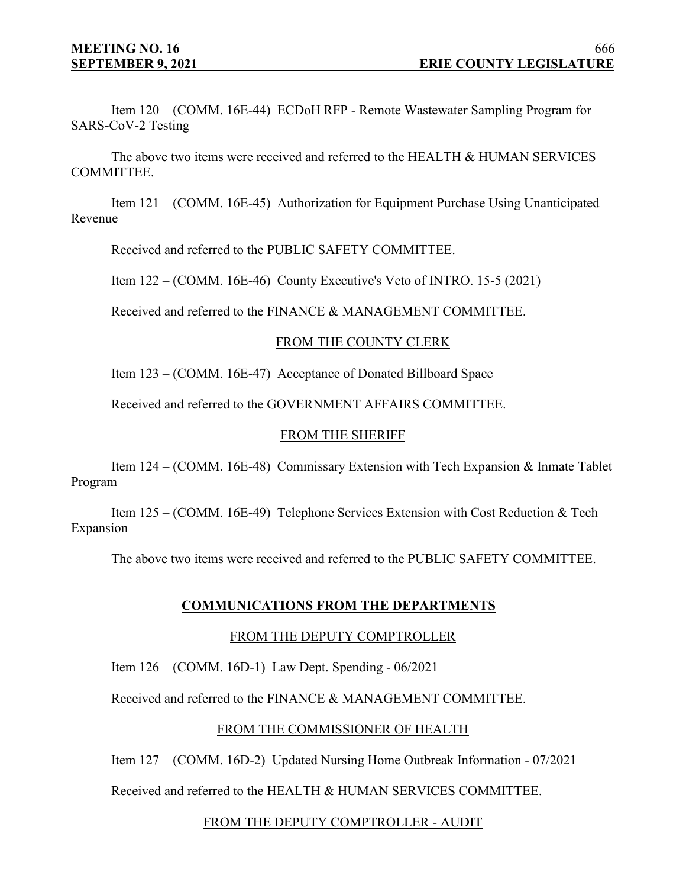Item 120 – (COMM. 16E-44) ECDoH RFP - Remote Wastewater Sampling Program for SARS-CoV-2 Testing

The above two items were received and referred to the HEALTH & HUMAN SERVICES COMMITTEE.

Item 121 – (COMM. 16E-45) Authorization for Equipment Purchase Using Unanticipated Revenue

Received and referred to the PUBLIC SAFETY COMMITTEE.

Item 122 – (COMM. 16E-46) County Executive's Veto of INTRO. 15-5 (2021)

Received and referred to the FINANCE & MANAGEMENT COMMITTEE.

FROM THE COUNTY CLERK

Item 123 – (COMM. 16E-47) Acceptance of Donated Billboard Space

Received and referred to the GOVERNMENT AFFAIRS COMMITTEE.

FROM THE SHERIFF

Item 124 – (COMM. 16E-48) Commissary Extension with Tech Expansion & Inmate Tablet Program

Item 125 – (COMM. 16E-49) Telephone Services Extension with Cost Reduction & Tech Expansion

The above two items were received and referred to the PUBLIC SAFETY COMMITTEE.

## COMMUNICATIONS FROM THE DEPARTMENTS

FROM THE DEPUTY COMPTROLLER

Item 126 – (COMM. 16D-1) Law Dept. Spending - 06/2021

Received and referred to the FINANCE & MANAGEMENT COMMITTEE.

FROM THE COMMISSIONER OF HEALTH

Item 127 – (COMM. 16D-2) Updated Nursing Home Outbreak Information - 07/2021

Received and referred to the HEALTH & HUMAN SERVICES COMMITTEE.

FROM THE DEPUTY COMPTROLLER - AUDIT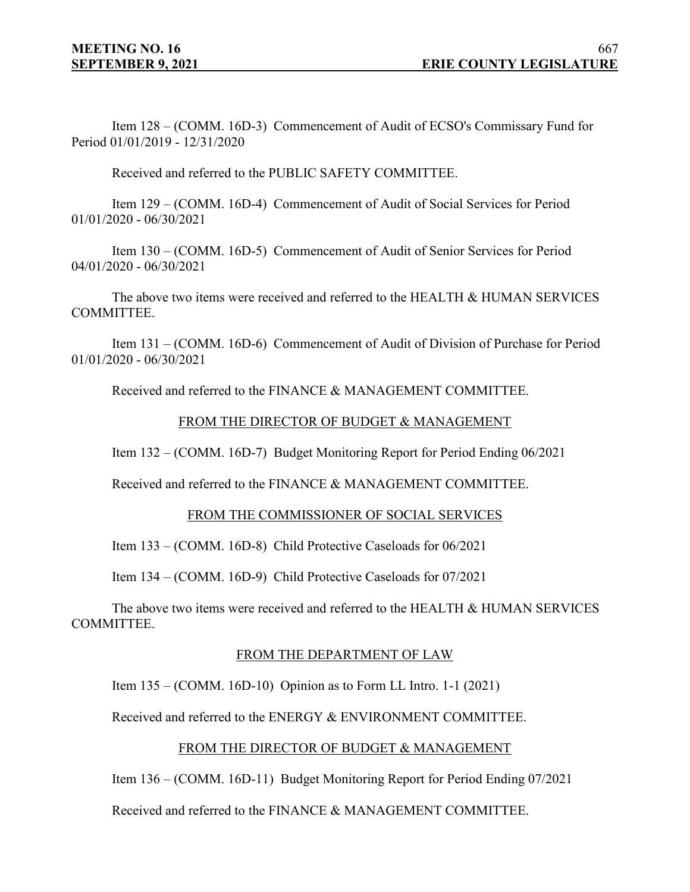Item 128 – (COMM. 16D-3) Commencement of Audit of ECSO's Commissary Fund for Period 01/01/2019 - 12/31/2020

Received and referred to the PUBLIC SAFETY COMMITTEE.

Item 129 – (COMM. 16D-4) Commencement of Audit of Social Services for Period 01/01/2020 - 06/30/2021

Item 130 – (COMM. 16D-5) Commencement of Audit of Senior Services for Period 04/01/2020 - 06/30/2021

The above two items were received and referred to the HEALTH & HUMAN SERVICES COMMITTEE.

Item 131 – (COMM. 16D-6) Commencement of Audit of Division of Purchase for Period 01/01/2020 - 06/30/2021

Received and referred to the FINANCE & MANAGEMENT COMMITTEE.

FROM THE DIRECTOR OF BUDGET & MANAGEMENT

Item 132 – (COMM. 16D-7) Budget Monitoring Report for Period Ending 06/2021

Received and referred to the FINANCE & MANAGEMENT COMMITTEE.

FROM THE COMMISSIONER OF SOCIAL SERVICES

Item 133 – (COMM. 16D-8) Child Protective Caseloads for 06/2021

Item 134 – (COMM. 16D-9) Child Protective Caseloads for 07/2021

The above two items were received and referred to the HEALTH & HUMAN SERVICES COMMITTEE.

FROM THE DEPARTMENT OF LAW

Item 135 – (COMM. 16D-10) Opinion as to Form LL Intro. 1-1 (2021)

Received and referred to the ENERGY & ENVIRONMENT COMMITTEE.

FROM THE DIRECTOR OF BUDGET & MANAGEMENT

Item 136 – (COMM. 16D-11) Budget Monitoring Report for Period Ending 07/2021

Received and referred to the FINANCE & MANAGEMENT COMMITTEE.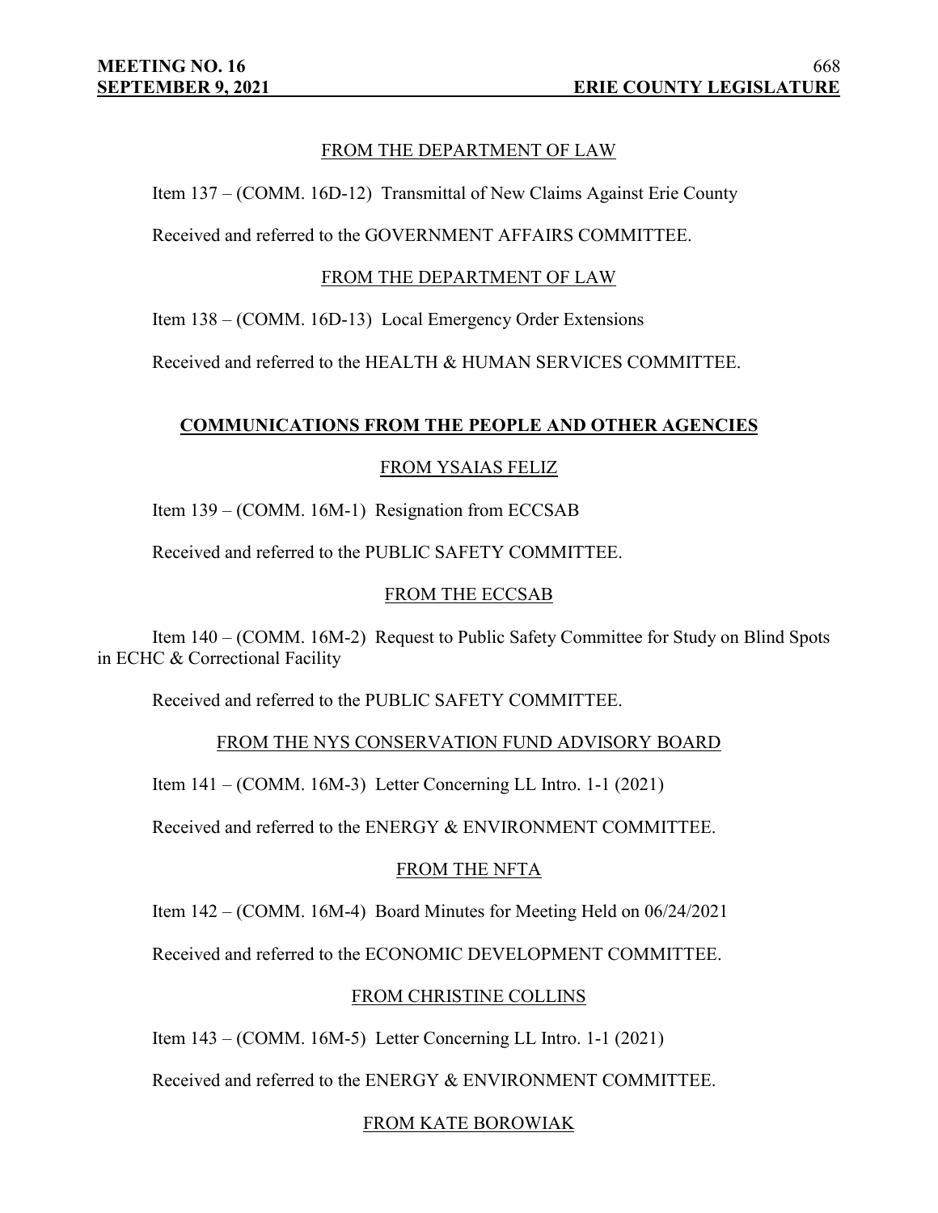FROM THE DEPARTMENT OF LAW

Item 137 – (COMM. 16D-12) Transmittal of New Claims Against Erie County

Received and referred to the GOVERNMENT AFFAIRS COMMITTEE.

FROM THE DEPARTMENT OF LAW

Item 138 – (COMM. 16D-13) Local Emergency Order Extensions

Received and referred to the HEALTH & HUMAN SERVICES COMMITTEE.

**COMMUNICATIONS FROM THE PEOPLE AND OTHER AGENCIES**

FROM YSAIAS FELIZ

Item 139 – (COMM. 16M-1) Resignation from ECCSAB

Received and referred to the PUBLIC SAFETY COMMITTEE.

FROM THE ECCSAB

Item 140 – (COMM. 16M-2) Request to Public Safety Committee for Study on Blind Spots in ECHC & Correctional Facility

Received and referred to the PUBLIC SAFETY COMMITTEE.

FROM THE NYS CONSERVATION FUND ADVISORY BOARD

Item 141 – (COMM. 16M-3) Letter Concerning LL Intro. 1-1 (2021)

Received and referred to the ENERGY & ENVIRONMENT COMMITTEE.

FROM THE NFTA

Item 142 – (COMM. 16M-4) Board Minutes for Meeting Held on 06/24/2021

Received and referred to the ECONOMIC DEVELOPMENT COMMITTEE.

FROM CHRISTINE COLLINS

Item 143 – (COMM. 16M-5) Letter Concerning LL Intro. 1-1 (2021)

Received and referred to the ENERGY & ENVIRONMENT COMMITTEE.

FROM KATE BOROWIAK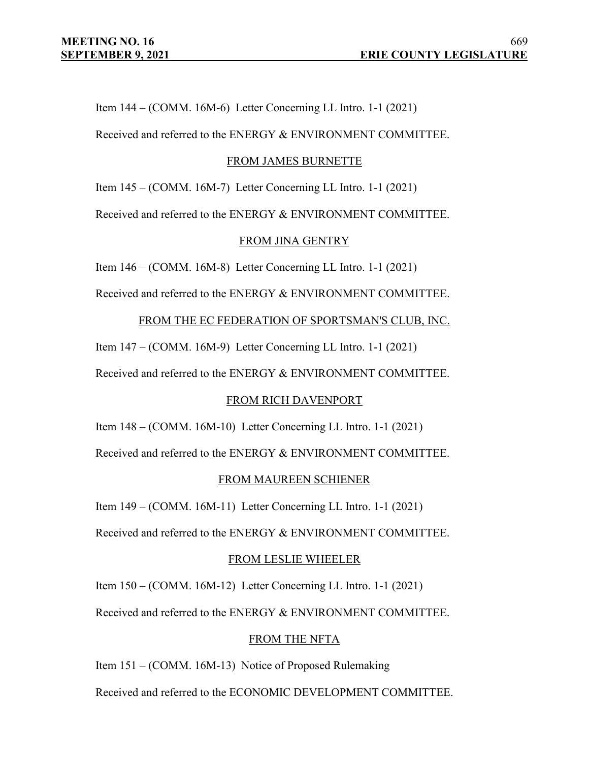Item 144 – (COMM. 16M-6) Letter Concerning LL Intro. 1-1 (2021)

Received and referred to the ENERGY & ENVIRONMENT COMMITTEE.

FROM JAMES BURNETTE

Item 145 – (COMM. 16M-7) Letter Concerning LL Intro. 1-1 (2021)

Received and referred to the ENERGY & ENVIRONMENT COMMITTEE.

FROM JINA GENTRY

Item 146 – (COMM. 16M-8) Letter Concerning LL Intro. 1-1 (2021)

Received and referred to the ENERGY & ENVIRONMENT COMMITTEE.

FROM THE EC FEDERATION OF SPORTSMAN'S CLUB, INC.

Item 147 – (COMM. 16M-9) Letter Concerning LL Intro. 1-1 (2021)

Received and referred to the ENERGY & ENVIRONMENT COMMITTEE.

FROM RICH DAVENPORT

Item 148 – (COMM. 16M-10) Letter Concerning LL Intro. 1-1 (2021)

Received and referred to the ENERGY & ENVIRONMENT COMMITTEE.

FROM MAUREEN SCHIENER

Item 149 – (COMM. 16M-11) Letter Concerning LL Intro. 1-1 (2021)

Received and referred to the ENERGY & ENVIRONMENT COMMITTEE.

FROM LESLIE WHEELER

Item 150 – (COMM. 16M-12) Letter Concerning LL Intro. 1-1 (2021)

Received and referred to the ENERGY & ENVIRONMENT COMMITTEE.

FROM THE NFTA

Item 151 – (COMM. 16M-13) Notice of Proposed Rulemaking

Received and referred to the ECONOMIC DEVELOPMENT COMMITTEE.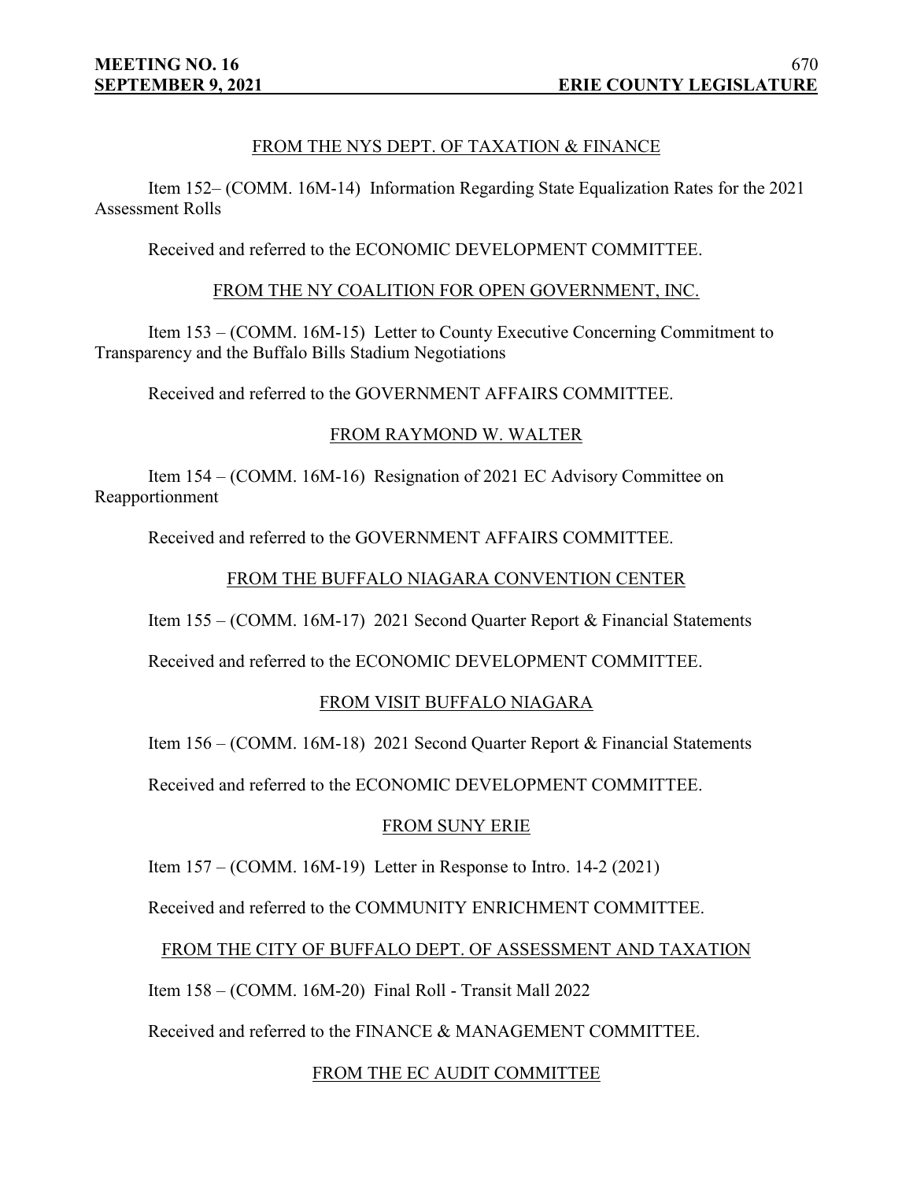FROM THE NYS DEPT. OF TAXATION & FINANCE

Item 152– (COMM. 16M-14) Information Regarding State Equalization Rates for the 2021 Assessment Rolls

Received and referred to the ECONOMIC DEVELOPMENT COMMITTEE.

FROM THE NY COALITION FOR OPEN GOVERNMENT, INC.

Item 153 – (COMM. 16M-15) Letter to County Executive Concerning Commitment to Transparency and the Buffalo Bills Stadium Negotiations

Received and referred to the GOVERNMENT AFFAIRS COMMITTEE.

FROM RAYMOND W. WALTER

Item 154 – (COMM. 16M-16) Resignation of 2021 EC Advisory Committee on Reapportionment

Received and referred to the GOVERNMENT AFFAIRS COMMITTEE.

FROM THE BUFFALO NIAGARA CONVENTION CENTER

Item 155 – (COMM. 16M-17) 2021 Second Quarter Report & Financial Statements

Received and referred to the ECONOMIC DEVELOPMENT COMMITTEE.

FROM VISIT BUFFALO NIAGARA

Item 156 – (COMM. 16M-18) 2021 Second Quarter Report & Financial Statements

Received and referred to the ECONOMIC DEVELOPMENT COMMITTEE.

FROM SUNY ERIE

Item 157 – (COMM. 16M-19) Letter in Response to Intro. 14-2 (2021)

Received and referred to the COMMUNITY ENRICHMENT COMMITTEE.

FROM THE CITY OF BUFFALO DEPT. OF ASSESSMENT AND TAXATION

Item 158 – (COMM. 16M-20) Final Roll - Transit Mall 2022

Received and referred to the FINANCE & MANAGEMENT COMMITTEE.

FROM THE EC AUDIT COMMITTEE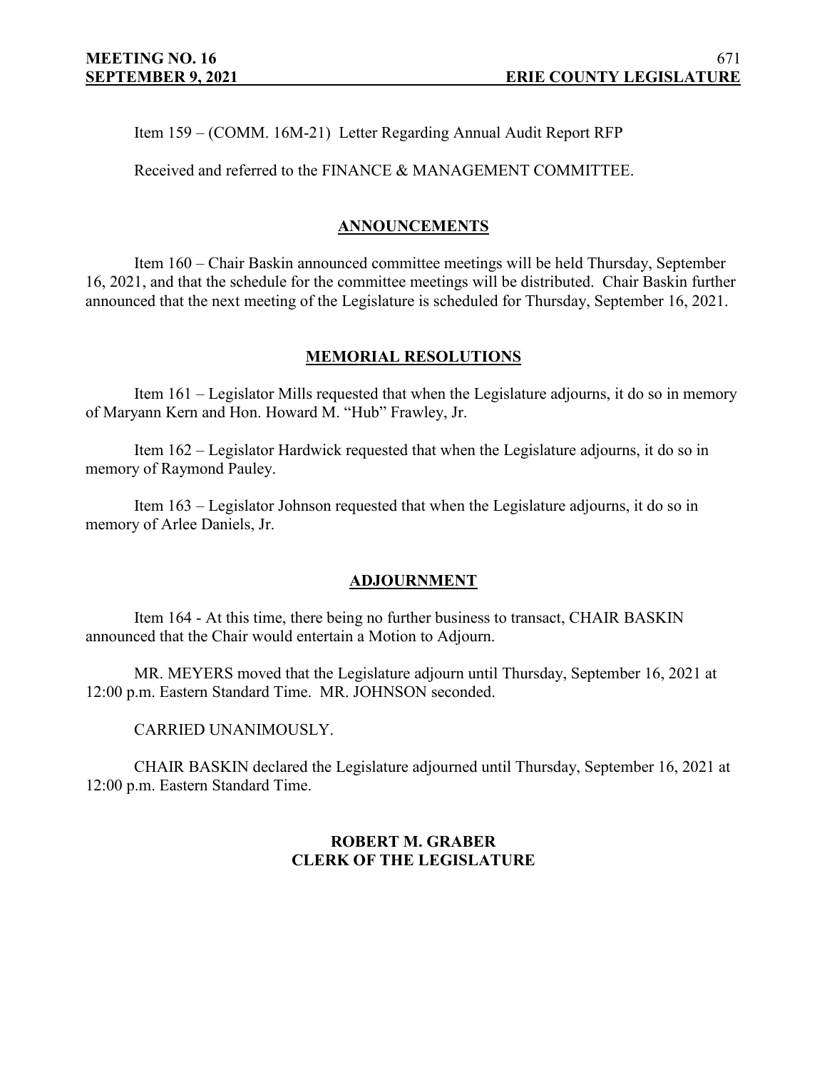Item 159 – (COMM. 16M-21) Letter Regarding Annual Audit Report RFP

Received and referred to the FINANCE & MANAGEMENT COMMITTEE.

## ANNOUNCEMENTS

Item 160 – Chair Baskin announced committee meetings will be held Thursday, September 16, 2021, and that the schedule for the committee meetings will be distributed. Chair Baskin further announced that the next meeting of the Legislature is scheduled for Thursday, September 16, 2021.

## MEMORIAL RESOLUTIONS

Item 161 – Legislator Mills requested that when the Legislature adjourns, it do so in memory of Maryann Kern and Hon. Howard M. "Hub" Frawley, Jr.

Item 162 – Legislator Hardwick requested that when the Legislature adjourns, it do so in memory of Raymond Pauley.

Item 163 – Legislator Johnson requested that when the Legislature adjourns, it do so in memory of Arlee Daniels, Jr.

## ADJOURNMENT

Item 164 - At this time, there being no further business to transact, CHAIR BASKIN announced that the Chair would entertain a Motion to Adjourn.

MR. MEYERS moved that the Legislature adjourn until Thursday, September 16, 2021 at 12:00 p.m. Eastern Standard Time. MR. JOHNSON seconded.

CARRIED UNANIMOUSLY.

CHAIR BASKIN declared the Legislature adjourned until Thursday, September 16, 2021 at 12:00 p.m. Eastern Standard Time.

**ROBERT M. GRABER**
**CLERK OF THE LEGISLATURE**